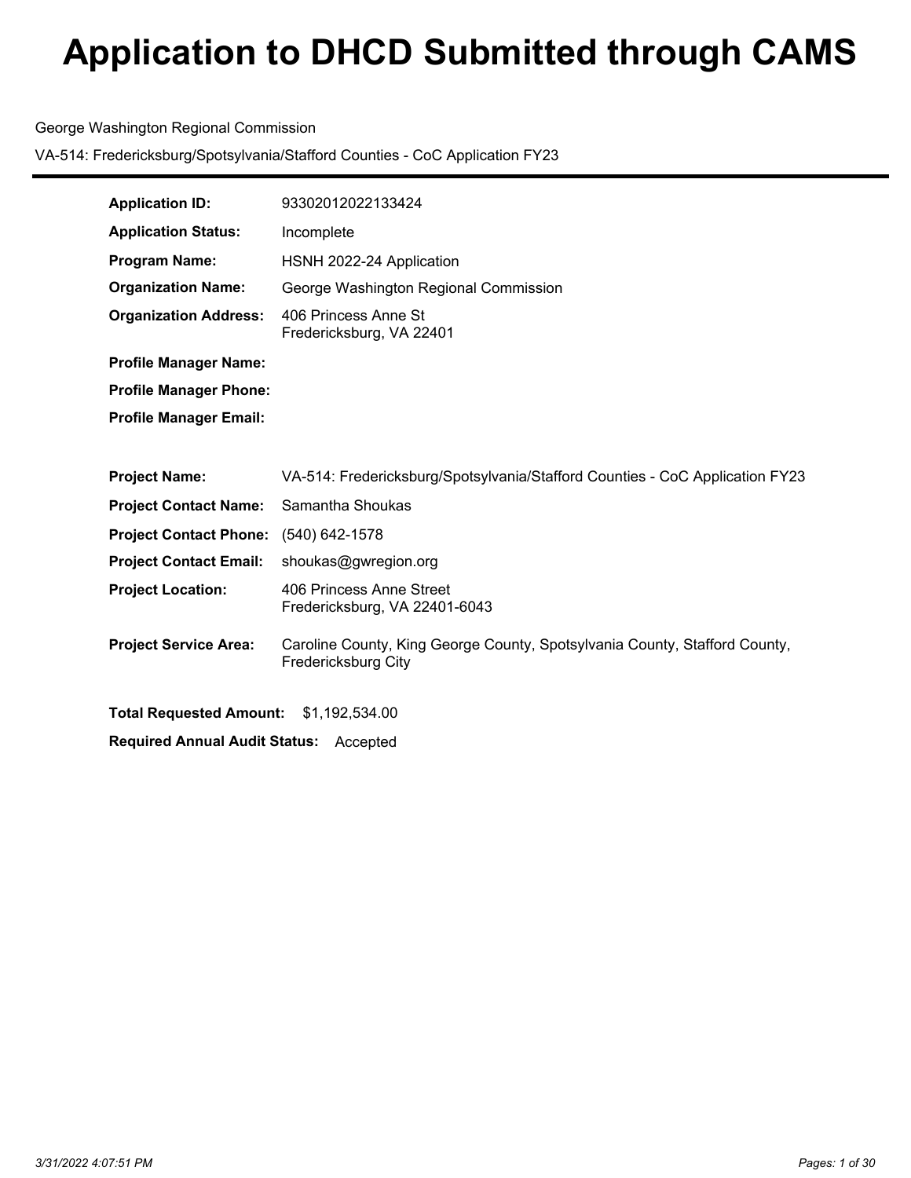# Application to DHCD Submitted through CAMS

George Washington Regional Commission

VA-514: Fredericksburg/Spotsylvania/Stafford Counties - CoC Application FY23

**Application ID:** 93302012022133424

**Application Status:** Incomplete

**Program Name:** HSNH 2022-24 Application

**Organization Name:** George Washington Regional Commission

**Organization Address:** 406 Princess Anne St
Fredericksburg, VA 22401

**Profile Manager Name:**

**Profile Manager Phone:**

**Profile Manager Email:**

**Project Name:** VA-514: Fredericksburg/Spotsylvania/Stafford Counties - CoC Application FY23

**Project Contact Name:** Samantha Shoukas

**Project Contact Phone:** (540) 642-1578

**Project Contact Email:** shoukas@gwregion.org

**Project Location:** 406 Princess Anne Street
Fredericksburg, VA 22401-6043

**Project Service Area:** Caroline County, King George County, Spotsylvania County, Stafford County, Fredericksburg City

**Total Requested Amount:** $1,192,534.00

**Required Annual Audit Status:** Accepted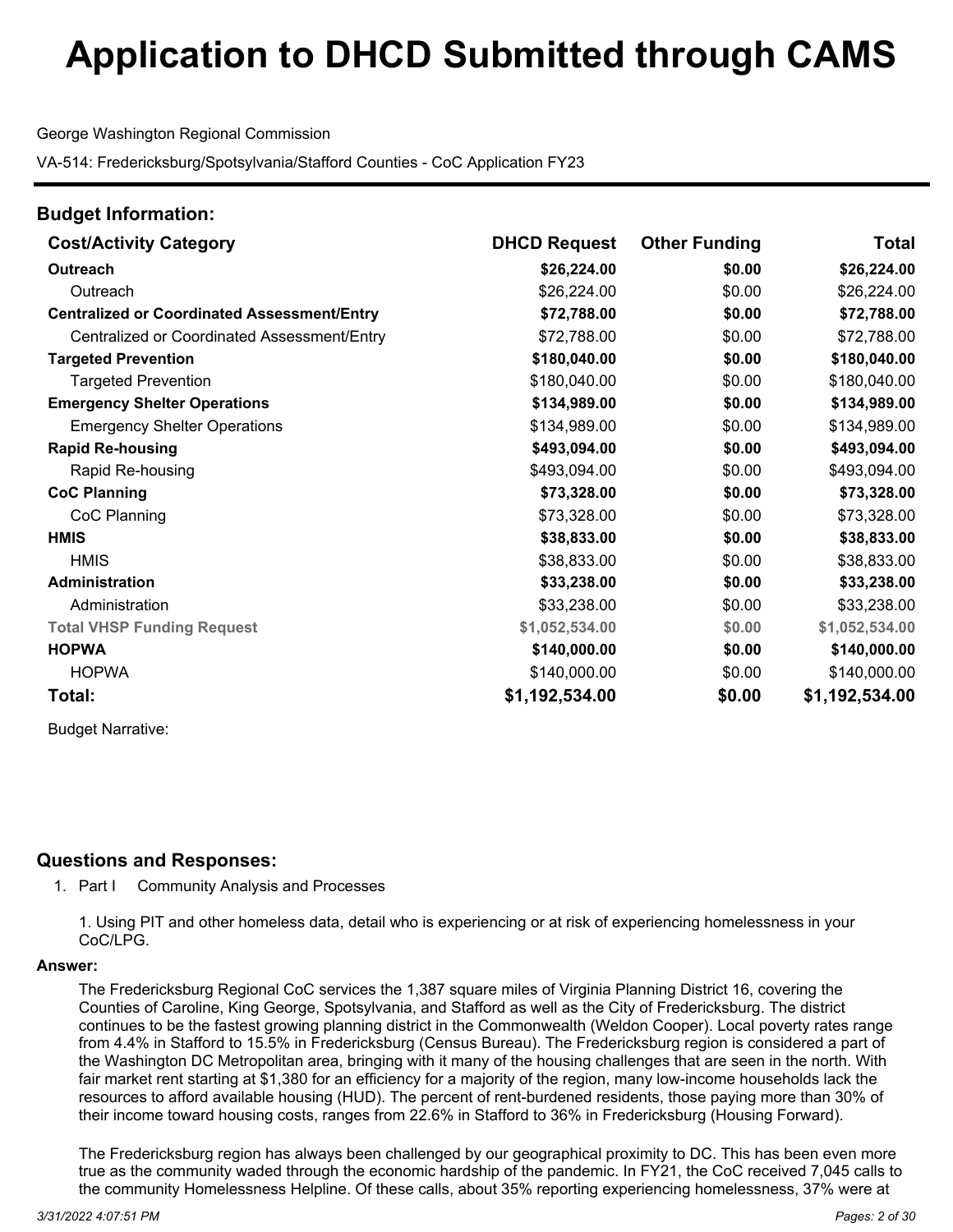# Application to DHCD Submitted through CAMS

George Washington Regional Commission

VA-514: Fredericksburg/Spotsylvania/Stafford Counties - CoC Application FY23

## Budget Information:

| Cost/Activity Category | DHCD Request | Other Funding | Total |
|---|---|---|---|
| **Outreach** | **$26,224.00** | **$0.00** | **$26,224.00** |
| Outreach | $26,224.00 | $0.00 | $26,224.00 |
| **Centralized or Coordinated Assessment/Entry** | **$72,788.00** | **$0.00** | **$72,788.00** |
| Centralized or Coordinated Assessment/Entry | $72,788.00 | $0.00 | $72,788.00 |
| **Targeted Prevention** | **$180,040.00** | **$0.00** | **$180,040.00** |
| Targeted Prevention | $180,040.00 | $0.00 | $180,040.00 |
| **Emergency Shelter Operations** | **$134,989.00** | **$0.00** | **$134,989.00** |
| Emergency Shelter Operations | $134,989.00 | $0.00 | $134,989.00 |
| **Rapid Re-housing** | **$493,094.00** | **$0.00** | **$493,094.00** |
| Rapid Re-housing | $493,094.00 | $0.00 | $493,094.00 |
| **CoC Planning** | **$73,328.00** | **$0.00** | **$73,328.00** |
| CoC Planning | $73,328.00 | $0.00 | $73,328.00 |
| **HMIS** | **$38,833.00** | **$0.00** | **$38,833.00** |
| HMIS | $38,833.00 | $0.00 | $38,833.00 |
| **Administration** | **$33,238.00** | **$0.00** | **$33,238.00** |
| Administration | $33,238.00 | $0.00 | $33,238.00 |
| **Total VHSP Funding Request** | **$1,052,534.00** | **$0.00** | **$1,052,534.00** |
| **HOPWA** | **$140,000.00** | **$0.00** | **$140,000.00** |
| HOPWA | $140,000.00 | $0.00 | $140,000.00 |
| **Total:** | **$1,192,534.00** | **$0.00** | **$1,192,534.00** |

Budget Narrative:

## Questions and Responses:

1. Part I Community Analysis and Processes

   1. Using PIT and other homeless data, detail who is experiencing or at risk of experiencing homelessness in your CoC/LPG.

**Answer:**

The Fredericksburg Regional CoC services the 1,387 square miles of Virginia Planning District 16, covering the Counties of Caroline, King George, Spotsylvania, and Stafford as well as the City of Fredericksburg. The district continues to be the fastest growing planning district in the Commonwealth (Weldon Cooper). Local poverty rates range from 4.4% in Stafford to 15.5% in Fredericksburg (Census Bureau). The Fredericksburg region is considered a part of the Washington DC Metropolitan area, bringing with it many of the housing challenges that are seen in the north. With fair market rent starting at $1,380 for an efficiency for a majority of the region, many low-income households lack the resources to afford available housing (HUD). The percent of rent-burdened residents, those paying more than 30% of their income toward housing costs, ranges from 22.6% in Stafford to 36% in Fredericksburg (Housing Forward).

The Fredericksburg region has always been challenged by our geographical proximity to DC. This has been even more true as the community waded through the economic hardship of the pandemic. In FY21, the CoC received 7,045 calls to the community Homelessness Helpline. Of these calls, about 35% reporting experiencing homelessness, 37% were at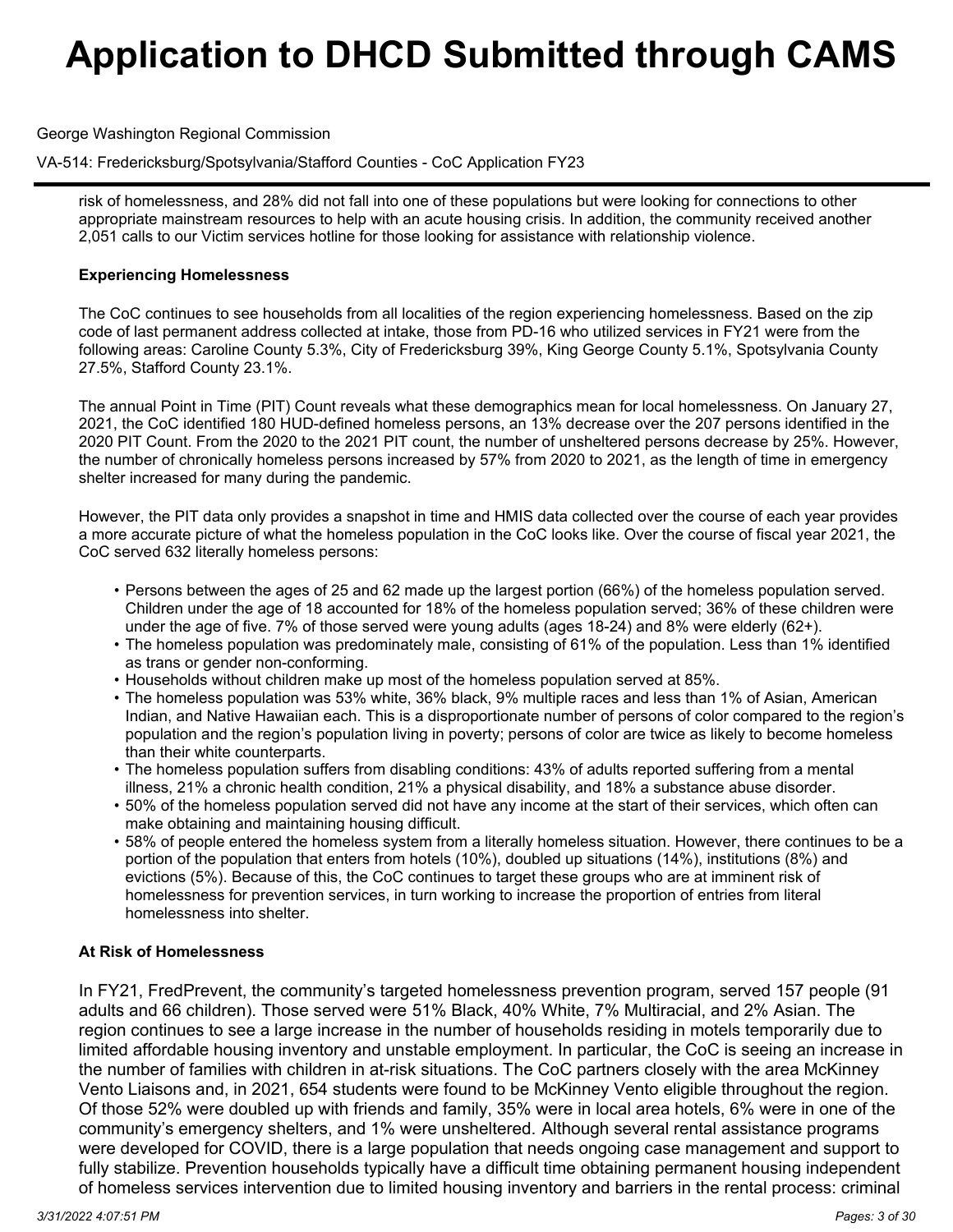risk of homelessness, and 28% did not fall into one of these populations but were looking for connections to other appropriate mainstream resources to help with an acute housing crisis. In addition, the community received another 2,051 calls to our Victim services hotline for those looking for assistance with relationship violence.

**Experiencing Homelessness**

The CoC continues to see households from all localities of the region experiencing homelessness. Based on the zip code of last permanent address collected at intake, those from PD-16 who utilized services in FY21 were from the following areas: Caroline County 5.3%, City of Fredericksburg 39%, King George County 5.1%, Spotsylvania County 27.5%, Stafford County 23.1%.

The annual Point in Time (PIT) Count reveals what these demographics mean for local homelessness. On January 27, 2021, the CoC identified 180 HUD-defined homeless persons, an 13% decrease over the 207 persons identified in the 2020 PIT Count. From the 2020 to the 2021 PIT count, the number of unsheltered persons decrease by 25%. However, the number of chronically homeless persons increased by 57% from 2020 to 2021, as the length of time in emergency shelter increased for many during the pandemic.

However, the PIT data only provides a snapshot in time and HMIS data collected over the course of each year provides a more accurate picture of what the homeless population in the CoC looks like. Over the course of fiscal year 2021, the CoC served 632 literally homeless persons:

- Persons between the ages of 25 and 62 made up the largest portion (66%) of the homeless population served. Children under the age of 18 accounted for 18% of the homeless population served; 36% of these children were under the age of five. 7% of those served were young adults (ages 18-24) and 8% were elderly (62+).
- The homeless population was predominately male, consisting of 61% of the population. Less than 1% identified as trans or gender non-conforming.
- Households without children make up most of the homeless population served at 85%.
- The homeless population was 53% white, 36% black, 9% multiple races and less than 1% of Asian, American Indian, and Native Hawaiian each. This is a disproportionate number of persons of color compared to the region's population and the region's population living in poverty; persons of color are twice as likely to become homeless than their white counterparts.
- The homeless population suffers from disabling conditions: 43% of adults reported suffering from a mental illness, 21% a chronic health condition, 21% a physical disability, and 18% a substance abuse disorder.
- 50% of the homeless population served did not have any income at the start of their services, which often can make obtaining and maintaining housing difficult.
- 58% of people entered the homeless system from a literally homeless situation. However, there continues to be a portion of the population that enters from hotels (10%), doubled up situations (14%), institutions (8%) and evictions (5%). Because of this, the CoC continues to target these groups who are at imminent risk of homelessness for prevention services, in turn working to increase the proportion of entries from literal homelessness into shelter.

**At Risk of Homelessness**

In FY21, FredPrevent, the community's targeted homelessness prevention program, served 157 people (91 adults and 66 children). Those served were 51% Black, 40% White, 7% Multiracial, and 2% Asian. The region continues to see a large increase in the number of households residing in motels temporarily due to limited affordable housing inventory and unstable employment. In particular, the CoC is seeing an increase in the number of families with children in at-risk situations. The CoC partners closely with the area McKinney Vento Liaisons and, in 2021, 654 students were found to be McKinney Vento eligible throughout the region. Of those 52% were doubled up with friends and family, 35% were in local area hotels, 6% were in one of the community's emergency shelters, and 1% were unsheltered. Although several rental assistance programs were developed for COVID, there is a large population that needs ongoing case management and support to fully stabilize. Prevention households typically have a difficult time obtaining permanent housing independent of homeless services intervention due to limited housing inventory and barriers in the rental process: criminal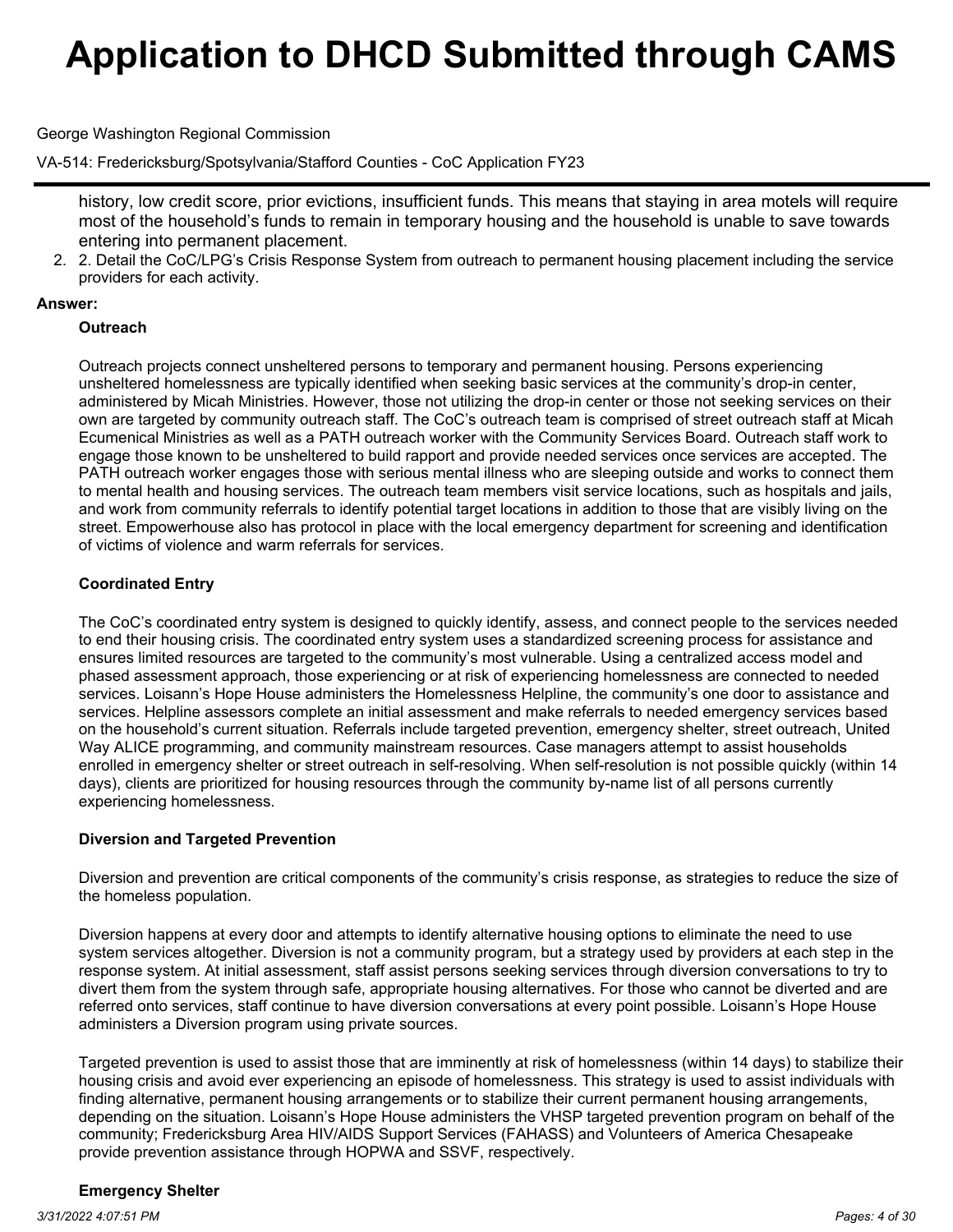history, low credit score, prior evictions, insufficient funds. This means that staying in area motels will require most of the household's funds to remain in temporary housing and the household is unable to save towards entering into permanent placement.

2. 2. Detail the CoC/LPG's Crisis Response System from outreach to permanent housing placement including the service providers for each activity.

**Answer:**

**Outreach**

Outreach projects connect unsheltered persons to temporary and permanent housing. Persons experiencing unsheltered homelessness are typically identified when seeking basic services at the community's drop-in center, administered by Micah Ministries. However, those not utilizing the drop-in center or those not seeking services on their own are targeted by community outreach staff. The CoC's outreach team is comprised of street outreach staff at Micah Ecumenical Ministries as well as a PATH outreach worker with the Community Services Board. Outreach staff work to engage those known to be unsheltered to build rapport and provide needed services once services are accepted. The PATH outreach worker engages those with serious mental illness who are sleeping outside and works to connect them to mental health and housing services. The outreach team members visit service locations, such as hospitals and jails, and work from community referrals to identify potential target locations in addition to those that are visibly living on the street. Empowerhouse also has protocol in place with the local emergency department for screening and identification of victims of violence and warm referrals for services.

**Coordinated Entry**

The CoC's coordinated entry system is designed to quickly identify, assess, and connect people to the services needed to end their housing crisis. The coordinated entry system uses a standardized screening process for assistance and ensures limited resources are targeted to the community's most vulnerable. Using a centralized access model and phased assessment approach, those experiencing or at risk of experiencing homelessness are connected to needed services. Loisann's Hope House administers the Homelessness Helpline, the community's one door to assistance and services. Helpline assessors complete an initial assessment and make referrals to needed emergency services based on the household's current situation. Referrals include targeted prevention, emergency shelter, street outreach, United Way ALICE programming, and community mainstream resources. Case managers attempt to assist households enrolled in emergency shelter or street outreach in self-resolving. When self-resolution is not possible quickly (within 14 days), clients are prioritized for housing resources through the community by-name list of all persons currently experiencing homelessness.

**Diversion and Targeted Prevention**

Diversion and prevention are critical components of the community's crisis response, as strategies to reduce the size of the homeless population.

Diversion happens at every door and attempts to identify alternative housing options to eliminate the need to use system services altogether. Diversion is not a community program, but a strategy used by providers at each step in the response system. At initial assessment, staff assist persons seeking services through diversion conversations to try to divert them from the system through safe, appropriate housing alternatives. For those who cannot be diverted and are referred onto services, staff continue to have diversion conversations at every point possible. Loisann's Hope House administers a Diversion program using private sources.

Targeted prevention is used to assist those that are imminently at risk of homelessness (within 14 days) to stabilize their housing crisis and avoid ever experiencing an episode of homelessness. This strategy is used to assist individuals with finding alternative, permanent housing arrangements or to stabilize their current permanent housing arrangements, depending on the situation. Loisann's Hope House administers the VHSP targeted prevention program on behalf of the community; Fredericksburg Area HIV/AIDS Support Services (FAHASS) and Volunteers of America Chesapeake provide prevention assistance through HOPWA and SSVF, respectively.

**Emergency Shelter**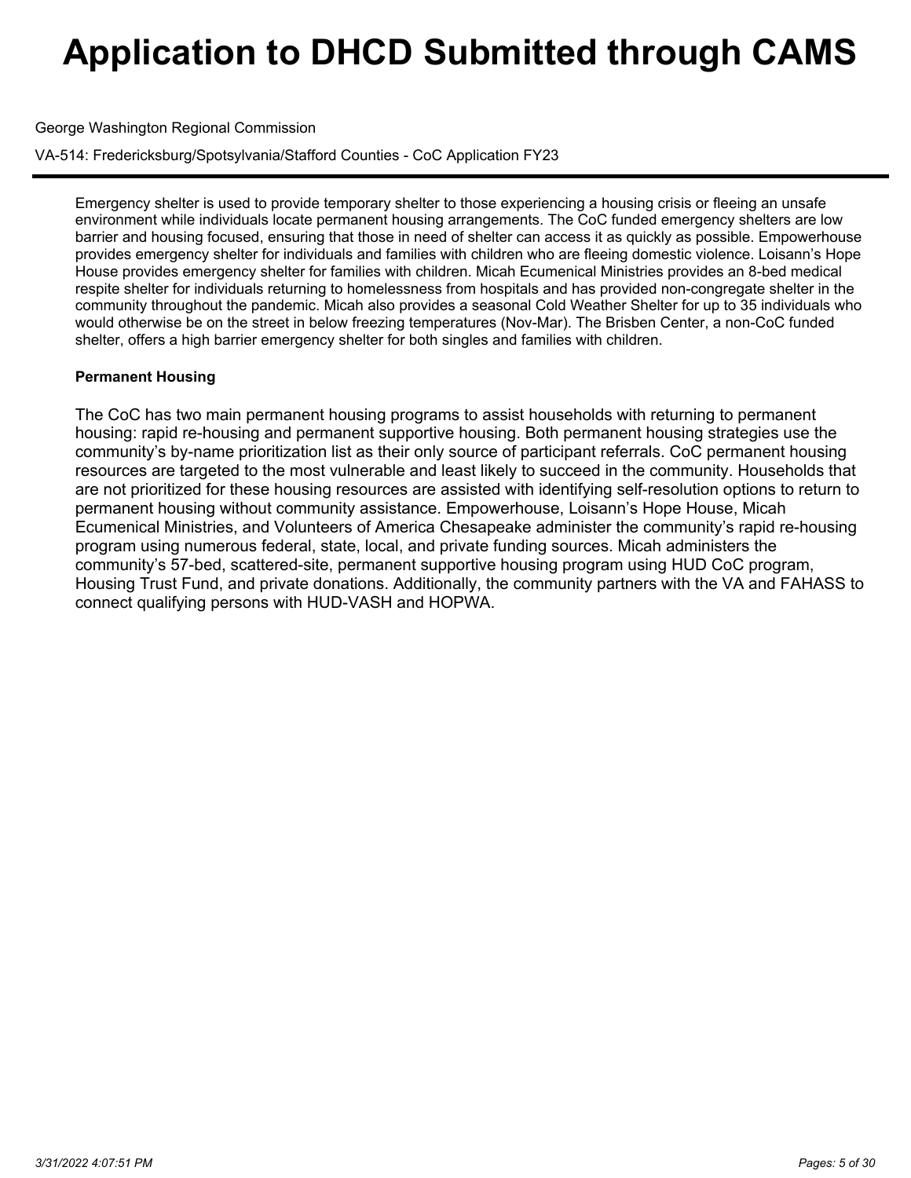Emergency shelter is used to provide temporary shelter to those experiencing a housing crisis or fleeing an unsafe environment while individuals locate permanent housing arrangements. The CoC funded emergency shelters are low barrier and housing focused, ensuring that those in need of shelter can access it as quickly as possible. Empowerhouse provides emergency shelter for individuals and families with children who are fleeing domestic violence. Loisann's Hope House provides emergency shelter for families with children. Micah Ecumenical Ministries provides an 8-bed medical respite shelter for individuals returning to homelessness from hospitals and has provided non-congregate shelter in the community throughout the pandemic. Micah also provides a seasonal Cold Weather Shelter for up to 35 individuals who would otherwise be on the street in below freezing temperatures (Nov-Mar). The Brisben Center, a non-CoC funded shelter, offers a high barrier emergency shelter for both singles and families with children.

**Permanent Housing**

The CoC has two main permanent housing programs to assist households with returning to permanent housing: rapid re-housing and permanent supportive housing. Both permanent housing strategies use the community's by-name prioritization list as their only source of participant referrals. CoC permanent housing resources are targeted to the most vulnerable and least likely to succeed in the community. Households that are not prioritized for these housing resources are assisted with identifying self-resolution options to return to permanent housing without community assistance. Empowerhouse, Loisann's Hope House, Micah Ecumenical Ministries, and Volunteers of America Chesapeake administer the community's rapid re-housing program using numerous federal, state, local, and private funding sources. Micah administers the community's 57-bed, scattered-site, permanent supportive housing program using HUD CoC program, Housing Trust Fund, and private donations. Additionally, the community partners with the VA and FAHASS to connect qualifying persons with HUD-VASH and HOPWA.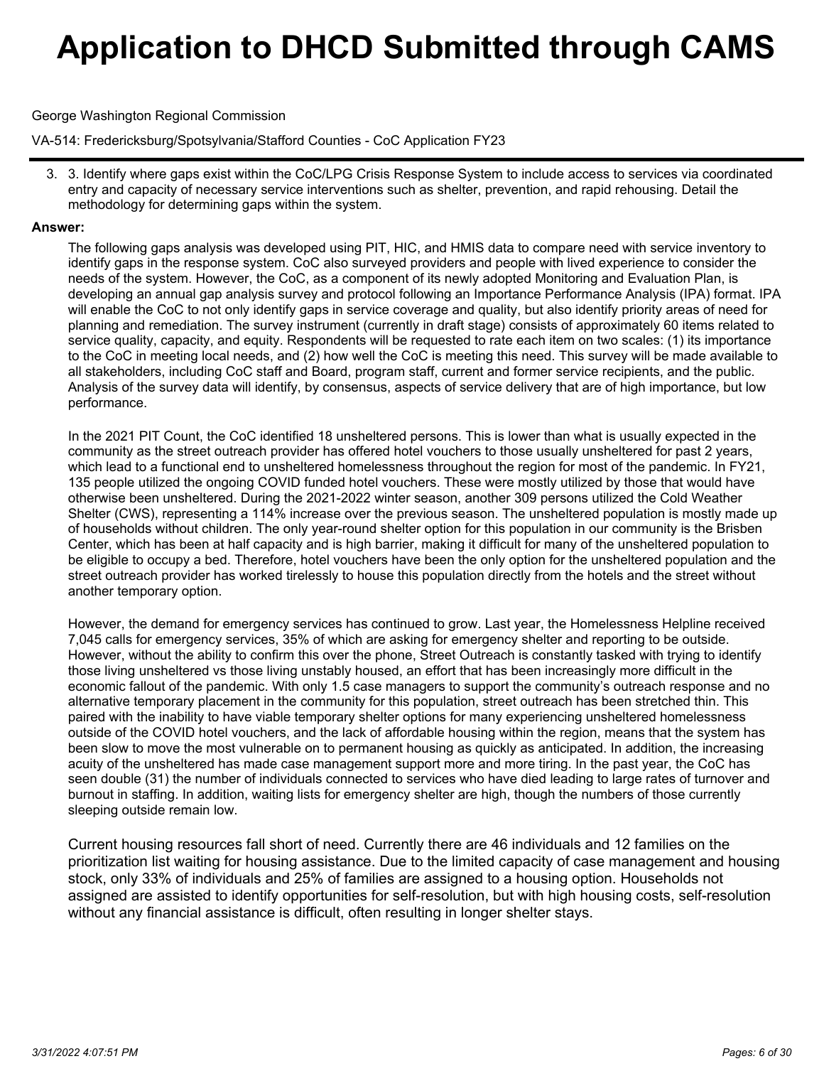3. 3. Identify where gaps exist within the CoC/LPG Crisis Response System to include access to services via coordinated entry and capacity of necessary service interventions such as shelter, prevention, and rapid rehousing. Detail the methodology for determining gaps within the system.

**Answer:**

The following gaps analysis was developed using PIT, HIC, and HMIS data to compare need with service inventory to identify gaps in the response system. CoC also surveyed providers and people with lived experience to consider the needs of the system. However, the CoC, as a component of its newly adopted Monitoring and Evaluation Plan, is developing an annual gap analysis survey and protocol following an Importance Performance Analysis (IPA) format. IPA will enable the CoC to not only identify gaps in service coverage and quality, but also identify priority areas of need for planning and remediation. The survey instrument (currently in draft stage) consists of approximately 60 items related to service quality, capacity, and equity. Respondents will be requested to rate each item on two scales: (1) its importance to the CoC in meeting local needs, and (2) how well the CoC is meeting this need. This survey will be made available to all stakeholders, including CoC staff and Board, program staff, current and former service recipients, and the public. Analysis of the survey data will identify, by consensus, aspects of service delivery that are of high importance, but low performance.

In the 2021 PIT Count, the CoC identified 18 unsheltered persons. This is lower than what is usually expected in the community as the street outreach provider has offered hotel vouchers to those usually unsheltered for past 2 years, which lead to a functional end to unsheltered homelessness throughout the region for most of the pandemic. In FY21, 135 people utilized the ongoing COVID funded hotel vouchers. These were mostly utilized by those that would have otherwise been unsheltered. During the 2021-2022 winter season, another 309 persons utilized the Cold Weather Shelter (CWS), representing a 114% increase over the previous season. The unsheltered population is mostly made up of households without children. The only year-round shelter option for this population in our community is the Brisben Center, which has been at half capacity and is high barrier, making it difficult for many of the unsheltered population to be eligible to occupy a bed. Therefore, hotel vouchers have been the only option for the unsheltered population and the street outreach provider has worked tirelessly to house this population directly from the hotels and the street without another temporary option.

However, the demand for emergency services has continued to grow. Last year, the Homelessness Helpline received 7,045 calls for emergency services, 35% of which are asking for emergency shelter and reporting to be outside. However, without the ability to confirm this over the phone, Street Outreach is constantly tasked with trying to identify those living unsheltered vs those living unstably housed, an effort that has been increasingly more difficult in the economic fallout of the pandemic. With only 1.5 case managers to support the community's outreach response and no alternative temporary placement in the community for this population, street outreach has been stretched thin. This paired with the inability to have viable temporary shelter options for many experiencing unsheltered homelessness outside of the COVID hotel vouchers, and the lack of affordable housing within the region, means that the system has been slow to move the most vulnerable on to permanent housing as quickly as anticipated. In addition, the increasing acuity of the unsheltered has made case management support more and more tiring. In the past year, the CoC has seen double (31) the number of individuals connected to services who have died leading to large rates of turnover and burnout in staffing. In addition, waiting lists for emergency shelter are high, though the numbers of those currently sleeping outside remain low.

Current housing resources fall short of need. Currently there are 46 individuals and 12 families on the prioritization list waiting for housing assistance. Due to the limited capacity of case management and housing stock, only 33% of individuals and 25% of families are assigned to a housing option. Households not assigned are assisted to identify opportunities for self-resolution, but with high housing costs, self-resolution without any financial assistance is difficult, often resulting in longer shelter stays.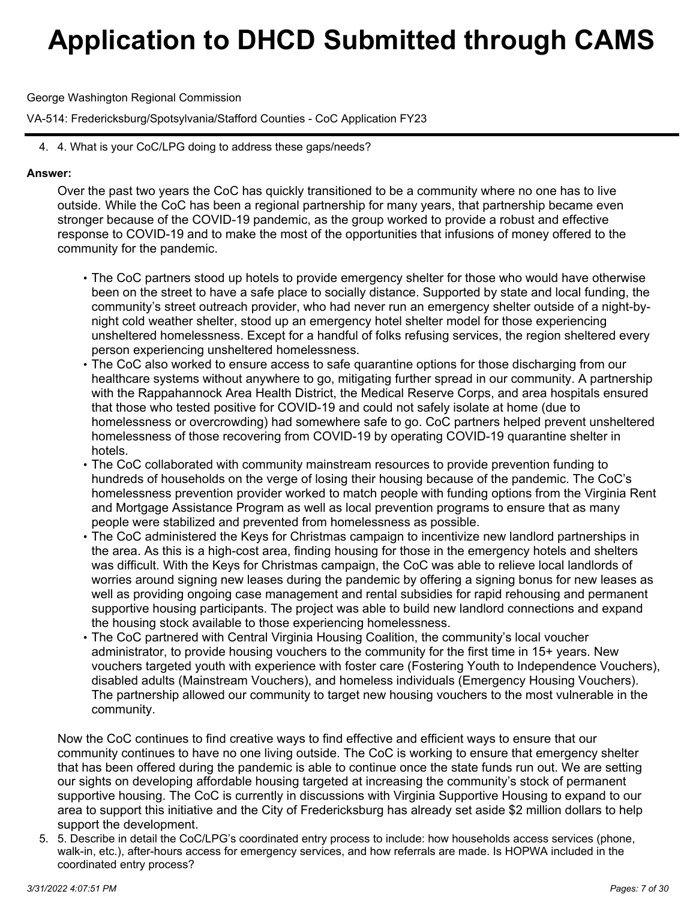4. 4. What is your CoC/LPG doing to address these gaps/needs?

**Answer:**

Over the past two years the CoC has quickly transitioned to be a community where no one has to live outside. While the CoC has been a regional partnership for many years, that partnership became even stronger because of the COVID-19 pandemic, as the group worked to provide a robust and effective response to COVID-19 and to make the most of the opportunities that infusions of money offered to the community for the pandemic.

- The CoC partners stood up hotels to provide emergency shelter for those who would have otherwise been on the street to have a safe place to socially distance. Supported by state and local funding, the community's street outreach provider, who had never run an emergency shelter outside of a night-by-night cold weather shelter, stood up an emergency hotel shelter model for those experiencing unsheltered homelessness. Except for a handful of folks refusing services, the region sheltered every person experiencing unsheltered homelessness.
- The CoC also worked to ensure access to safe quarantine options for those discharging from our healthcare systems without anywhere to go, mitigating further spread in our community. A partnership with the Rappahannock Area Health District, the Medical Reserve Corps, and area hospitals ensured that those who tested positive for COVID-19 and could not safely isolate at home (due to homelessness or overcrowding) had somewhere safe to go. CoC partners helped prevent unsheltered homelessness of those recovering from COVID-19 by operating COVID-19 quarantine shelter in hotels.
- The CoC collaborated with community mainstream resources to provide prevention funding to hundreds of households on the verge of losing their housing because of the pandemic. The CoC's homelessness prevention provider worked to match people with funding options from the Virginia Rent and Mortgage Assistance Program as well as local prevention programs to ensure that as many people were stabilized and prevented from homelessness as possible.
- The CoC administered the Keys for Christmas campaign to incentivize new landlord partnerships in the area. As this is a high-cost area, finding housing for those in the emergency hotels and shelters was difficult. With the Keys for Christmas campaign, the CoC was able to relieve local landlords of worries around signing new leases during the pandemic by offering a signing bonus for new leases as well as providing ongoing case management and rental subsidies for rapid rehousing and permanent supportive housing participants. The project was able to build new landlord connections and expand the housing stock available to those experiencing homelessness.
- The CoC partnered with Central Virginia Housing Coalition, the community's local voucher administrator, to provide housing vouchers to the community for the first time in 15+ years. New vouchers targeted youth with experience with foster care (Fostering Youth to Independence Vouchers), disabled adults (Mainstream Vouchers), and homeless individuals (Emergency Housing Vouchers). The partnership allowed our community to target new housing vouchers to the most vulnerable in the community.

Now the CoC continues to find creative ways to find effective and efficient ways to ensure that our community continues to have no one living outside. The CoC is working to ensure that emergency shelter that has been offered during the pandemic is able to continue once the state funds run out. We are setting our sights on developing affordable housing targeted at increasing the community's stock of permanent supportive housing. The CoC is currently in discussions with Virginia Supportive Housing to expand to our area to support this initiative and the City of Fredericksburg has already set aside $2 million dollars to help support the development.

5. 5. Describe in detail the CoC/LPG's coordinated entry process to include: how households access services (phone, walk-in, etc.), after-hours access for emergency services, and how referrals are made. Is HOPWA included in the coordinated entry process?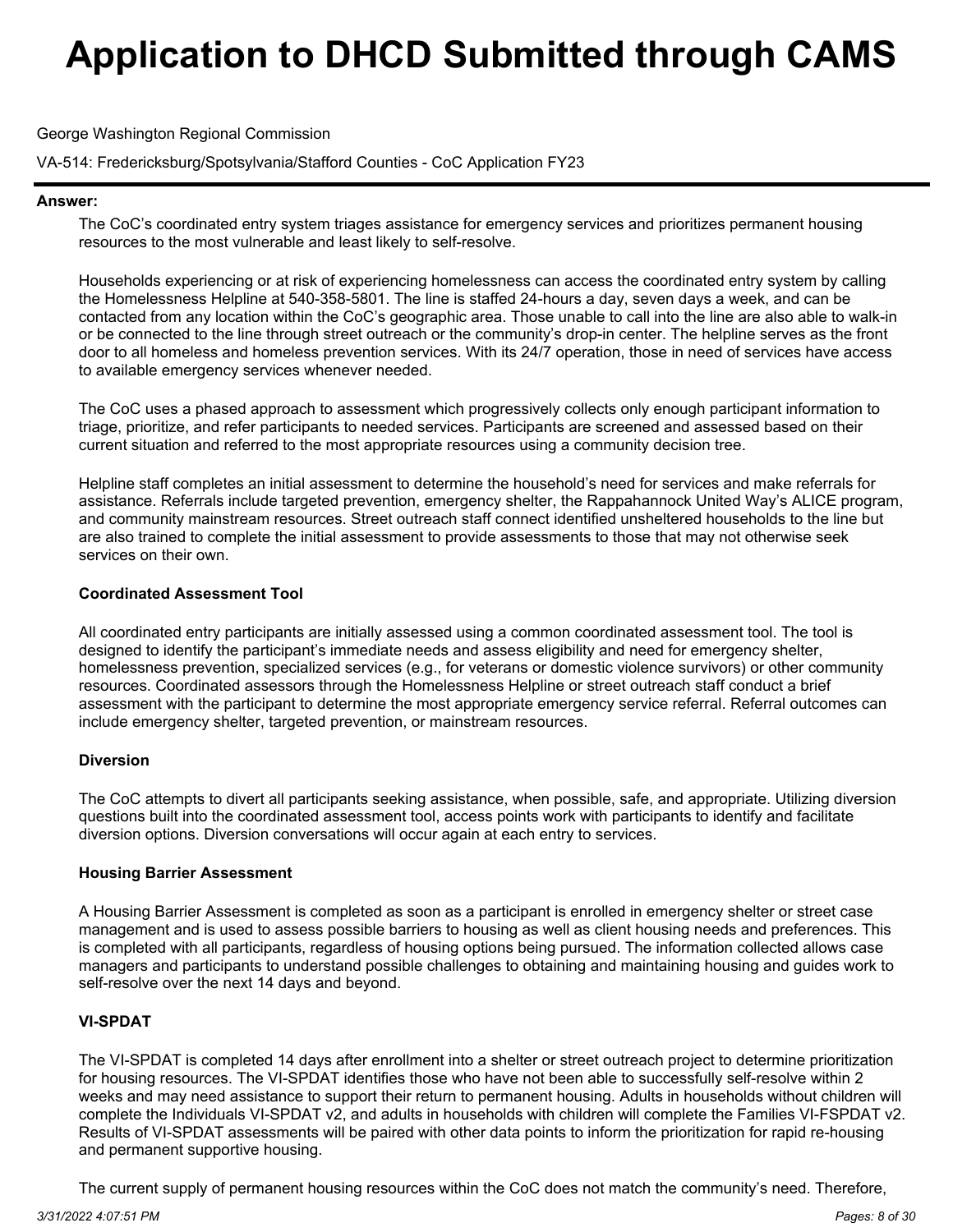**Answer:**

The CoC's coordinated entry system triages assistance for emergency services and prioritizes permanent housing resources to the most vulnerable and least likely to self-resolve.

Households experiencing or at risk of experiencing homelessness can access the coordinated entry system by calling the Homelessness Helpline at 540-358-5801. The line is staffed 24-hours a day, seven days a week, and can be contacted from any location within the CoC's geographic area. Those unable to call into the line are also able to walk-in or be connected to the line through street outreach or the community's drop-in center. The helpline serves as the front door to all homeless and homeless prevention services. With its 24/7 operation, those in need of services have access to available emergency services whenever needed.

The CoC uses a phased approach to assessment which progressively collects only enough participant information to triage, prioritize, and refer participants to needed services. Participants are screened and assessed based on their current situation and referred to the most appropriate resources using a community decision tree.

Helpline staff completes an initial assessment to determine the household's need for services and make referrals for assistance. Referrals include targeted prevention, emergency shelter, the Rappahannock United Way's ALICE program, and community mainstream resources. Street outreach staff connect identified unsheltered households to the line but are also trained to complete the initial assessment to provide assessments to those that may not otherwise seek services on their own.

**Coordinated Assessment Tool**

All coordinated entry participants are initially assessed using a common coordinated assessment tool. The tool is designed to identify the participant's immediate needs and assess eligibility and need for emergency shelter, homelessness prevention, specialized services (e.g., for veterans or domestic violence survivors) or other community resources. Coordinated assessors through the Homelessness Helpline or street outreach staff conduct a brief assessment with the participant to determine the most appropriate emergency service referral. Referral outcomes can include emergency shelter, targeted prevention, or mainstream resources.

**Diversion**

The CoC attempts to divert all participants seeking assistance, when possible, safe, and appropriate. Utilizing diversion questions built into the coordinated assessment tool, access points work with participants to identify and facilitate diversion options. Diversion conversations will occur again at each entry to services.

**Housing Barrier Assessment**

A Housing Barrier Assessment is completed as soon as a participant is enrolled in emergency shelter or street case management and is used to assess possible barriers to housing as well as client housing needs and preferences. This is completed with all participants, regardless of housing options being pursued. The information collected allows case managers and participants to understand possible challenges to obtaining and maintaining housing and guides work to self-resolve over the next 14 days and beyond.

**VI-SPDAT**

The VI-SPDAT is completed 14 days after enrollment into a shelter or street outreach project to determine prioritization for housing resources. The VI-SPDAT identifies those who have not been able to successfully self-resolve within 2 weeks and may need assistance to support their return to permanent housing. Adults in households without children will complete the Individuals VI-SPDAT v2, and adults in households with children will complete the Families VI-FSPDAT v2. Results of VI-SPDAT assessments will be paired with other data points to inform the prioritization for rapid re-housing and permanent supportive housing.

The current supply of permanent housing resources within the CoC does not match the community's need. Therefore,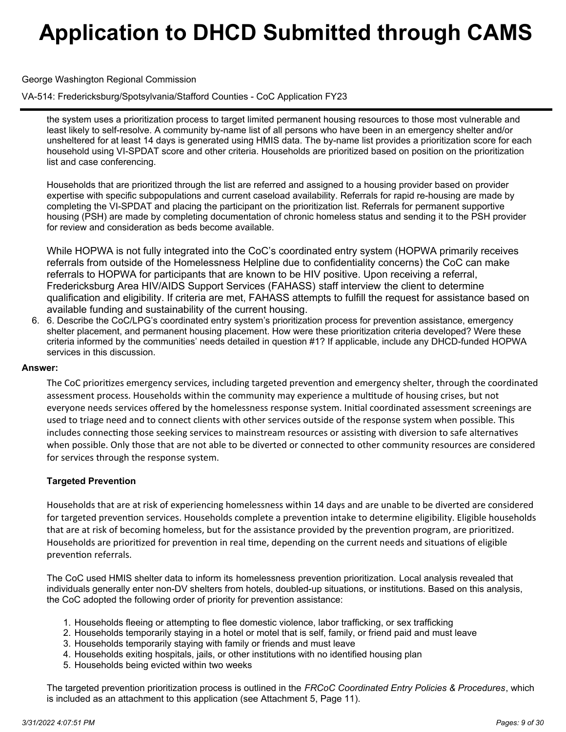the system uses a prioritization process to target limited permanent housing resources to those most vulnerable and least likely to self-resolve. A community by-name list of all persons who have been in an emergency shelter and/or unsheltered for at least 14 days is generated using HMIS data. The by-name list provides a prioritization score for each household using VI-SPDAT score and other criteria. Households are prioritized based on position on the prioritization list and case conferencing.

Households that are prioritized through the list are referred and assigned to a housing provider based on provider expertise with specific subpopulations and current caseload availability. Referrals for rapid re-housing are made by completing the VI-SPDAT and placing the participant on the prioritization list. Referrals for permanent supportive housing (PSH) are made by completing documentation of chronic homeless status and sending it to the PSH provider for review and consideration as beds become available.

While HOPWA is not fully integrated into the CoC's coordinated entry system (HOPWA primarily receives referrals from outside of the Homelessness Helpline due to confidentiality concerns) the CoC can make referrals to HOPWA for participants that are known to be HIV positive. Upon receiving a referral, Fredericksburg Area HIV/AIDS Support Services (FAHASS) staff interview the client to determine qualification and eligibility. If criteria are met, FAHASS attempts to fulfill the request for assistance based on available funding and sustainability of the current housing.

6. 6. Describe the CoC/LPG's coordinated entry system's prioritization process for prevention assistance, emergency shelter placement, and permanent housing placement. How were these prioritization criteria developed? Were these criteria informed by the communities' needs detailed in question #1? If applicable, include any DHCD-funded HOPWA services in this discussion.

**Answer:**

The CoC prioritizes emergency services, including targeted prevention and emergency shelter, through the coordinated assessment process. Households within the community may experience a multitude of housing crises, but not everyone needs services offered by the homelessness response system. Initial coordinated assessment screenings are used to triage need and to connect clients with other services outside of the response system when possible. This includes connecting those seeking services to mainstream resources or assisting with diversion to safe alternatives when possible. Only those that are not able to be diverted or connected to other community resources are considered for services through the response system.

**Targeted Prevention**

Households that are at risk of experiencing homelessness within 14 days and are unable to be diverted are considered for targeted prevention services. Households complete a prevention intake to determine eligibility. Eligible households that are at risk of becoming homeless, but for the assistance provided by the prevention program, are prioritized. Households are prioritized for prevention in real time, depending on the current needs and situations of eligible prevention referrals.

The CoC used HMIS shelter data to inform its homelessness prevention prioritization. Local analysis revealed that individuals generally enter non-DV shelters from hotels, doubled-up situations, or institutions. Based on this analysis, the CoC adopted the following order of priority for prevention assistance:

1. Households fleeing or attempting to flee domestic violence, labor trafficking, or sex trafficking
2. Households temporarily staying in a hotel or motel that is self, family, or friend paid and must leave
3. Households temporarily staying with family or friends and must leave
4. Households exiting hospitals, jails, or other institutions with no identified housing plan
5. Households being evicted within two weeks

The targeted prevention prioritization process is outlined in the *FRCoC Coordinated Entry Policies & Procedures*, which is included as an attachment to this application (see Attachment 5, Page 11).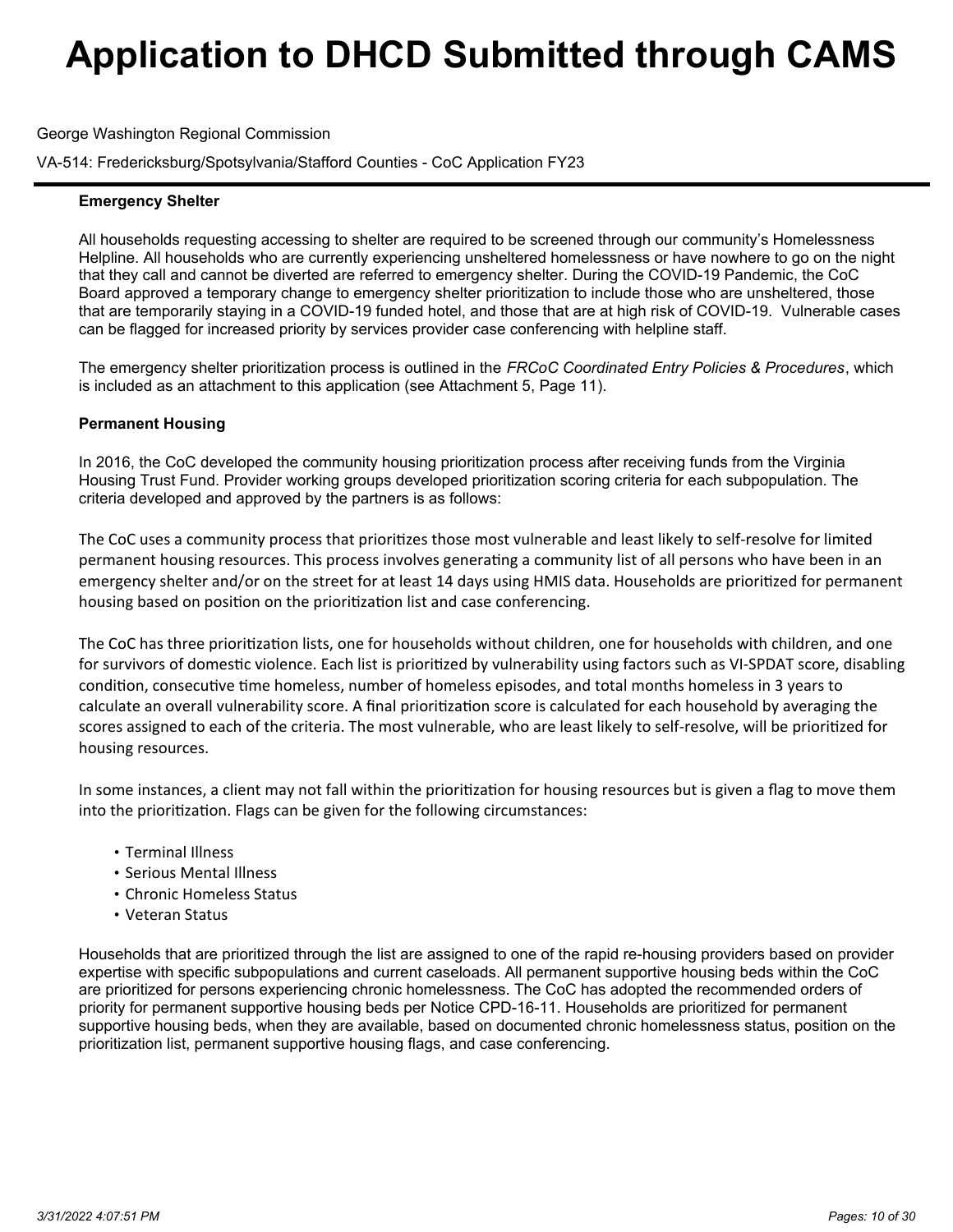**Emergency Shelter**

All households requesting accessing to shelter are required to be screened through our community's Homelessness Helpline. All households who are currently experiencing unsheltered homelessness or have nowhere to go on the night that they call and cannot be diverted are referred to emergency shelter. During the COVID-19 Pandemic, the CoC Board approved a temporary change to emergency shelter prioritization to include those who are unsheltered, those that are temporarily staying in a COVID-19 funded hotel, and those that are at high risk of COVID-19. Vulnerable cases can be flagged for increased priority by services provider case conferencing with helpline staff.

The emergency shelter prioritization process is outlined in the *FRCoC Coordinated Entry Policies & Procedures*, which is included as an attachment to this application (see Attachment 5, Page 11).

**Permanent Housing**

In 2016, the CoC developed the community housing prioritization process after receiving funds from the Virginia Housing Trust Fund. Provider working groups developed prioritization scoring criteria for each subpopulation. The criteria developed and approved by the partners is as follows:

The CoC uses a community process that prioritizes those most vulnerable and least likely to self-resolve for limited permanent housing resources. This process involves generating a community list of all persons who have been in an emergency shelter and/or on the street for at least 14 days using HMIS data. Households are prioritized for permanent housing based on position on the prioritization list and case conferencing.

The CoC has three prioritization lists, one for households without children, one for households with children, and one for survivors of domestic violence. Each list is prioritized by vulnerability using factors such as VI-SPDAT score, disabling condition, consecutive time homeless, number of homeless episodes, and total months homeless in 3 years to calculate an overall vulnerability score. A final prioritization score is calculated for each household by averaging the scores assigned to each of the criteria. The most vulnerable, who are least likely to self-resolve, will be prioritized for housing resources.

In some instances, a client may not fall within the prioritization for housing resources but is given a flag to move them into the prioritization. Flags can be given for the following circumstances:

- Terminal Illness
- Serious Mental Illness
- Chronic Homeless Status
- Veteran Status

Households that are prioritized through the list are assigned to one of the rapid re-housing providers based on provider expertise with specific subpopulations and current caseloads. All permanent supportive housing beds within the CoC are prioritized for persons experiencing chronic homelessness. The CoC has adopted the recommended orders of priority for permanent supportive housing beds per Notice CPD-16-11. Households are prioritized for permanent supportive housing beds, when they are available, based on documented chronic homelessness status, position on the prioritization list, permanent supportive housing flags, and case conferencing.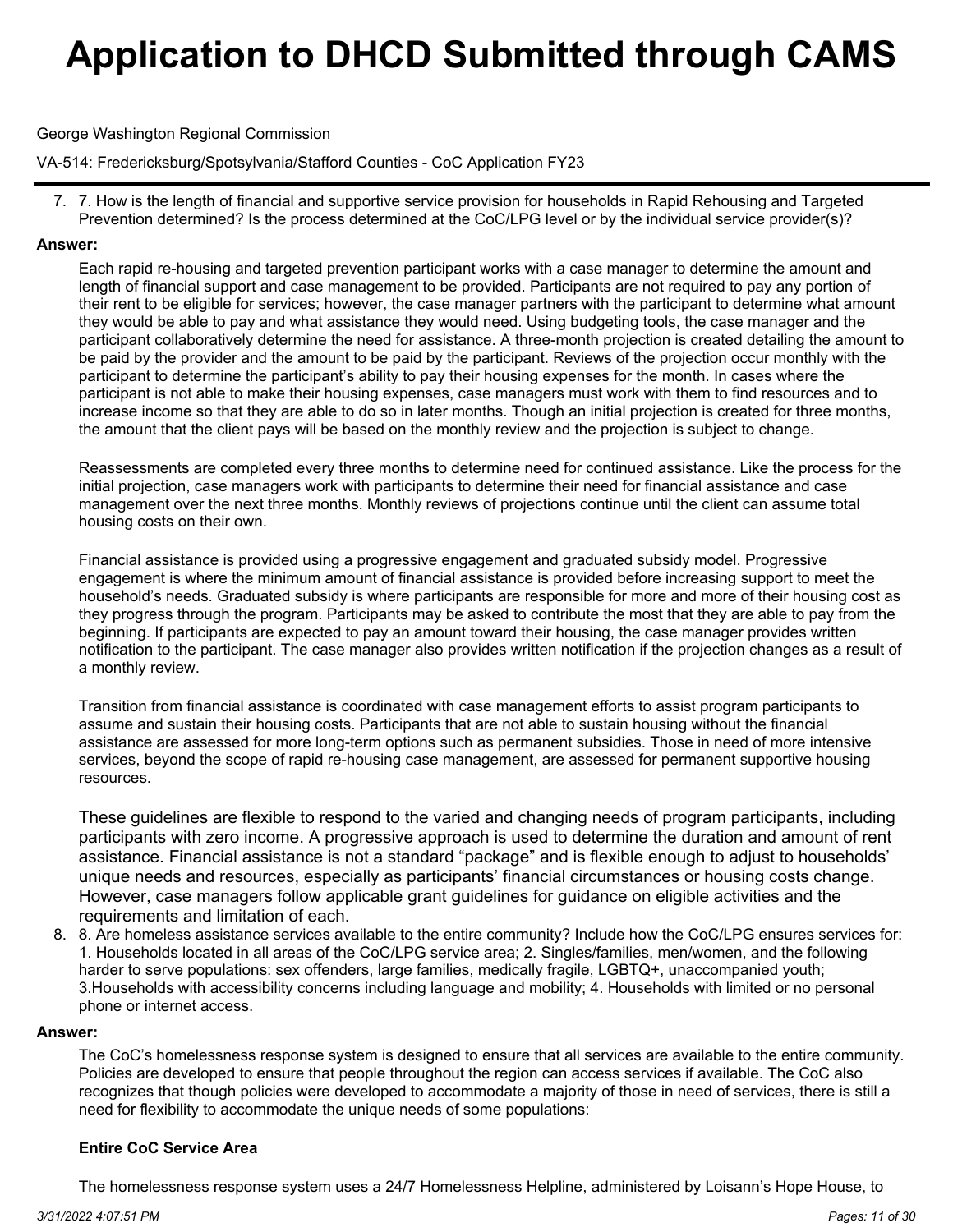# Application to DHCD Submitted through CAMS

George Washington Regional Commission

VA-514: Fredericksburg/Spotsylvania/Stafford Counties - CoC Application FY23

7. 7. How is the length of financial and supportive service provision for households in Rapid Rehousing and Targeted Prevention determined? Is the process determined at the CoC/LPG level or by the individual service provider(s)?

**Answer:**

Each rapid re-housing and targeted prevention participant works with a case manager to determine the amount and length of financial support and case management to be provided. Participants are not required to pay any portion of their rent to be eligible for services; however, the case manager partners with the participant to determine what amount they would be able to pay and what assistance they would need. Using budgeting tools, the case manager and the participant collaboratively determine the need for assistance. A three-month projection is created detailing the amount to be paid by the provider and the amount to be paid by the participant. Reviews of the projection occur monthly with the participant to determine the participant's ability to pay their housing expenses for the month. In cases where the participant is not able to make their housing expenses, case managers must work with them to find resources and to increase income so that they are able to do so in later months. Though an initial projection is created for three months, the amount that the client pays will be based on the monthly review and the projection is subject to change.

Reassessments are completed every three months to determine need for continued assistance. Like the process for the initial projection, case managers work with participants to determine their need for financial assistance and case management over the next three months. Monthly reviews of projections continue until the client can assume total housing costs on their own.

Financial assistance is provided using a progressive engagement and graduated subsidy model. Progressive engagement is where the minimum amount of financial assistance is provided before increasing support to meet the household's needs. Graduated subsidy is where participants are responsible for more and more of their housing cost as they progress through the program. Participants may be asked to contribute the most that they are able to pay from the beginning. If participants are expected to pay an amount toward their housing, the case manager provides written notification to the participant. The case manager also provides written notification if the projection changes as a result of a monthly review.

Transition from financial assistance is coordinated with case management efforts to assist program participants to assume and sustain their housing costs. Participants that are not able to sustain housing without the financial assistance are assessed for more long-term options such as permanent subsidies. Those in need of more intensive services, beyond the scope of rapid re-housing case management, are assessed for permanent supportive housing resources.

These guidelines are flexible to respond to the varied and changing needs of program participants, including participants with zero income. A progressive approach is used to determine the duration and amount of rent assistance. Financial assistance is not a standard "package" and is flexible enough to adjust to households' unique needs and resources, especially as participants' financial circumstances or housing costs change. However, case managers follow applicable grant guidelines for guidance on eligible activities and the requirements and limitation of each.

8. 8. Are homeless assistance services available to the entire community? Include how the CoC/LPG ensures services for: 1. Households located in all areas of the CoC/LPG service area; 2. Singles/families, men/women, and the following harder to serve populations: sex offenders, large families, medically fragile, LGBTQ+, unaccompanied youth; 3.Households with accessibility concerns including language and mobility; 4. Households with limited or no personal phone or internet access.

**Answer:**

The CoC's homelessness response system is designed to ensure that all services are available to the entire community. Policies are developed to ensure that people throughout the region can access services if available. The CoC also recognizes that though policies were developed to accommodate a majority of those in need of services, there is still a need for flexibility to accommodate the unique needs of some populations:

**Entire CoC Service Area**

The homelessness response system uses a 24/7 Homelessness Helpline, administered by Loisann's Hope House, to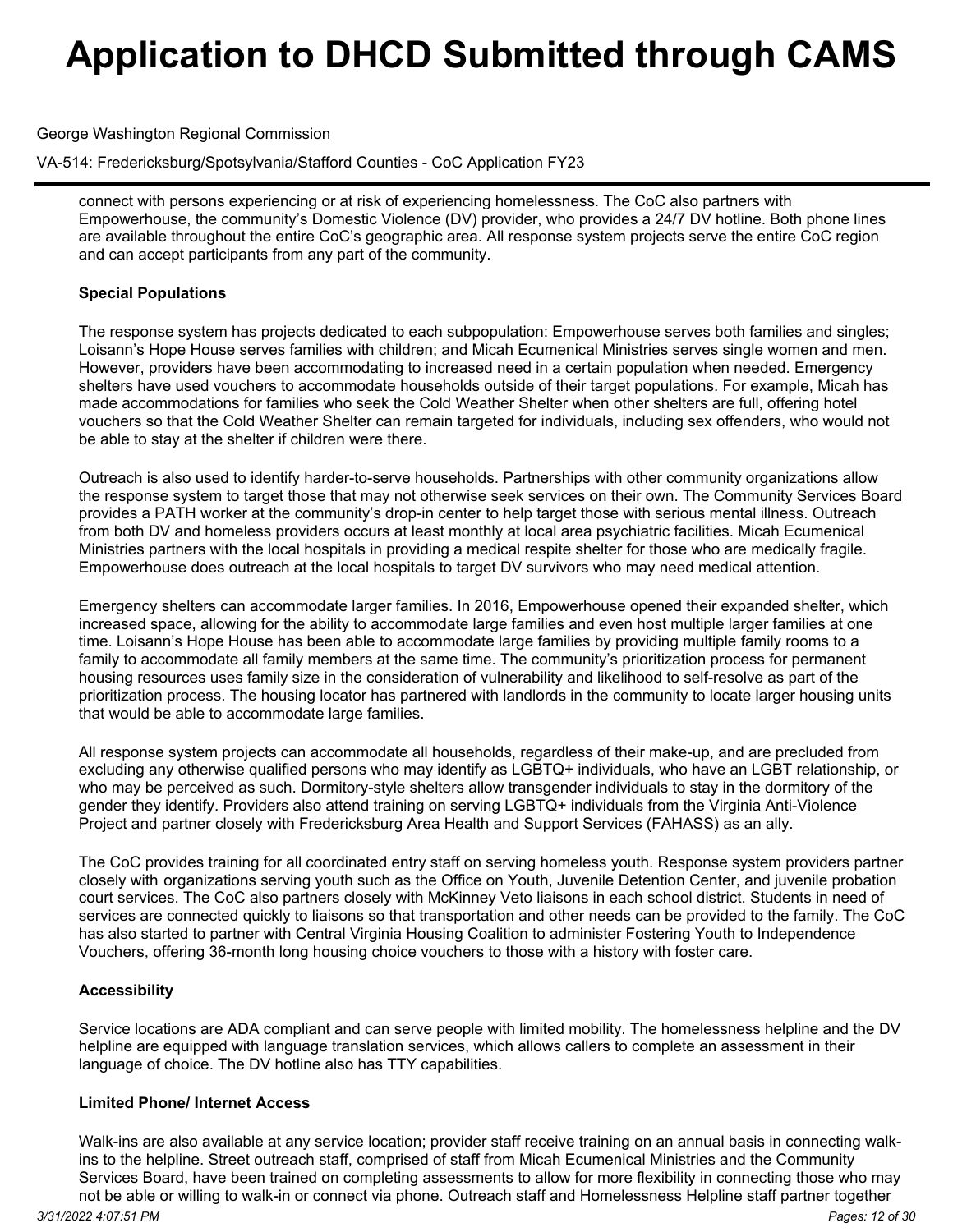connect with persons experiencing or at risk of experiencing homelessness. The CoC also partners with Empowerhouse, the community's Domestic Violence (DV) provider, who provides a 24/7 DV hotline. Both phone lines are available throughout the entire CoC's geographic area. All response system projects serve the entire CoC region and can accept participants from any part of the community.

**Special Populations**

The response system has projects dedicated to each subpopulation: Empowerhouse serves both families and singles; Loisann's Hope House serves families with children; and Micah Ecumenical Ministries serves single women and men. However, providers have been accommodating to increased need in a certain population when needed. Emergency shelters have used vouchers to accommodate households outside of their target populations. For example, Micah has made accommodations for families who seek the Cold Weather Shelter when other shelters are full, offering hotel vouchers so that the Cold Weather Shelter can remain targeted for individuals, including sex offenders, who would not be able to stay at the shelter if children were there.

Outreach is also used to identify harder-to-serve households. Partnerships with other community organizations allow the response system to target those that may not otherwise seek services on their own. The Community Services Board provides a PATH worker at the community's drop-in center to help target those with serious mental illness. Outreach from both DV and homeless providers occurs at least monthly at local area psychiatric facilities. Micah Ecumenical Ministries partners with the local hospitals in providing a medical respite shelter for those who are medically fragile. Empowerhouse does outreach at the local hospitals to target DV survivors who may need medical attention.

Emergency shelters can accommodate larger families. In 2016, Empowerhouse opened their expanded shelter, which increased space, allowing for the ability to accommodate large families and even host multiple larger families at one time. Loisann's Hope House has been able to accommodate large families by providing multiple family rooms to a family to accommodate all family members at the same time. The community's prioritization process for permanent housing resources uses family size in the consideration of vulnerability and likelihood to self-resolve as part of the prioritization process. The housing locator has partnered with landlords in the community to locate larger housing units that would be able to accommodate large families.

All response system projects can accommodate all households, regardless of their make-up, and are precluded from excluding any otherwise qualified persons who may identify as LGBTQ+ individuals, who have an LGBT relationship, or who may be perceived as such. Dormitory-style shelters allow transgender individuals to stay in the dormitory of the gender they identify. Providers also attend training on serving LGBTQ+ individuals from the Virginia Anti-Violence Project and partner closely with Fredericksburg Area Health and Support Services (FAHASS) as an ally.

The CoC provides training for all coordinated entry staff on serving homeless youth. Response system providers partner closely with organizations serving youth such as the Office on Youth, Juvenile Detention Center, and juvenile probation court services. The CoC also partners closely with McKinney Veto liaisons in each school district. Students in need of services are connected quickly to liaisons so that transportation and other needs can be provided to the family. The CoC has also started to partner with Central Virginia Housing Coalition to administer Fostering Youth to Independence Vouchers, offering 36-month long housing choice vouchers to those with a history with foster care.

**Accessibility**

Service locations are ADA compliant and can serve people with limited mobility. The homelessness helpline and the DV helpline are equipped with language translation services, which allows callers to complete an assessment in their language of choice. The DV hotline also has TTY capabilities.

**Limited Phone/ Internet Access**

Walk-ins are also available at any service location; provider staff receive training on an annual basis in connecting walk-ins to the helpline. Street outreach staff, comprised of staff from Micah Ecumenical Ministries and the Community Services Board, have been trained on completing assessments to allow for more flexibility in connecting those who may not be able or willing to walk-in or connect via phone. Outreach staff and Homelessness Helpline staff partner together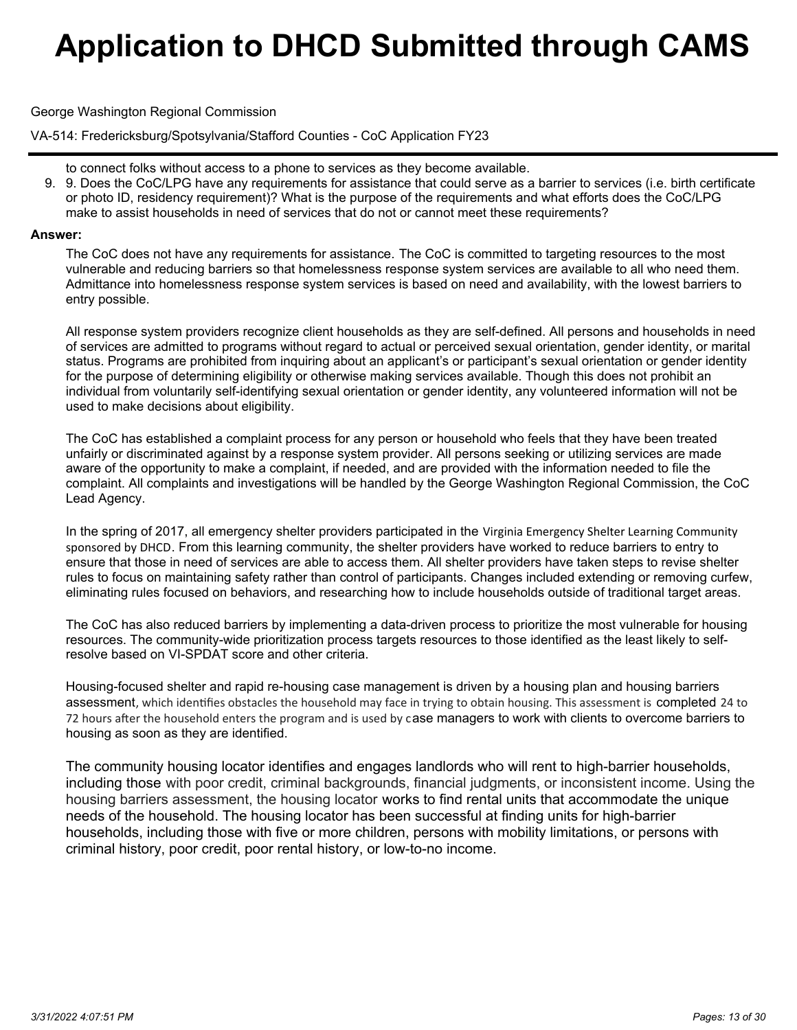to connect folks without access to a phone to services as they become available.

9. 9. Does the CoC/LPG have any requirements for assistance that could serve as a barrier to services (i.e. birth certificate or photo ID, residency requirement)? What is the purpose of the requirements and what efforts does the CoC/LPG make to assist households in need of services that do not or cannot meet these requirements?

**Answer:**

The CoC does not have any requirements for assistance. The CoC is committed to targeting resources to the most vulnerable and reducing barriers so that homelessness response system services are available to all who need them. Admittance into homelessness response system services is based on need and availability, with the lowest barriers to entry possible.

All response system providers recognize client households as they are self-defined. All persons and households in need of services are admitted to programs without regard to actual or perceived sexual orientation, gender identity, or marital status. Programs are prohibited from inquiring about an applicant's or participant's sexual orientation or gender identity for the purpose of determining eligibility or otherwise making services available. Though this does not prohibit an individual from voluntarily self-identifying sexual orientation or gender identity, any volunteered information will not be used to make decisions about eligibility.

The CoC has established a complaint process for any person or household who feels that they have been treated unfairly or discriminated against by a response system provider. All persons seeking or utilizing services are made aware of the opportunity to make a complaint, if needed, and are provided with the information needed to file the complaint. All complaints and investigations will be handled by the George Washington Regional Commission, the CoC Lead Agency.

In the spring of 2017, all emergency shelter providers participated in the Virginia Emergency Shelter Learning Community sponsored by DHCD. From this learning community, the shelter providers have worked to reduce barriers to entry to ensure that those in need of services are able to access them. All shelter providers have taken steps to revise shelter rules to focus on maintaining safety rather than control of participants. Changes included extending or removing curfew, eliminating rules focused on behaviors, and researching how to include households outside of traditional target areas.

The CoC has also reduced barriers by implementing a data-driven process to prioritize the most vulnerable for housing resources. The community-wide prioritization process targets resources to those identified as the least likely to self-resolve based on VI-SPDAT score and other criteria.

Housing-focused shelter and rapid re-housing case management is driven by a housing plan and housing barriers assessment, which identifies obstacles the household may face in trying to obtain housing. This assessment is completed 24 to 72 hours after the household enters the program and is used by case managers to work with clients to overcome barriers to housing as soon as they are identified.

The community housing locator identifies and engages landlords who will rent to high-barrier households, including those with poor credit, criminal backgrounds, financial judgments, or inconsistent income. Using the housing barriers assessment, the housing locator works to find rental units that accommodate the unique needs of the household. The housing locator has been successful at finding units for high-barrier households, including those with five or more children, persons with mobility limitations, or persons with criminal history, poor credit, poor rental history, or low-to-no income.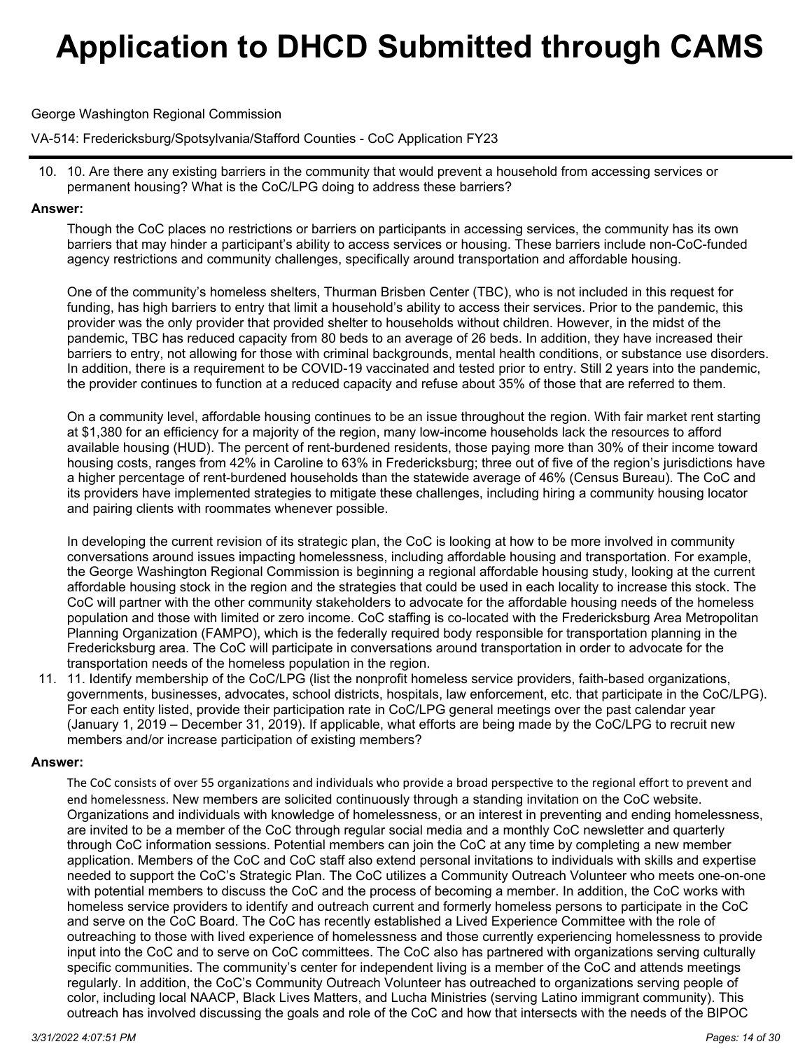# Application to DHCD Submitted through CAMS

George Washington Regional Commission

VA-514: Fredericksburg/Spotsylvania/Stafford Counties - CoC Application FY23

10. 10. Are there any existing barriers in the community that would prevent a household from accessing services or permanent housing? What is the CoC/LPG doing to address these barriers?

**Answer:**

Though the CoC places no restrictions or barriers on participants in accessing services, the community has its own barriers that may hinder a participant's ability to access services or housing. These barriers include non-CoC-funded agency restrictions and community challenges, specifically around transportation and affordable housing.

One of the community's homeless shelters, Thurman Brisben Center (TBC), who is not included in this request for funding, has high barriers to entry that limit a household's ability to access their services. Prior to the pandemic, this provider was the only provider that provided shelter to households without children. However, in the midst of the pandemic, TBC has reduced capacity from 80 beds to an average of 26 beds. In addition, they have increased their barriers to entry, not allowing for those with criminal backgrounds, mental health conditions, or substance use disorders. In addition, there is a requirement to be COVID-19 vaccinated and tested prior to entry. Still 2 years into the pandemic, the provider continues to function at a reduced capacity and refuse about 35% of those that are referred to them.

On a community level, affordable housing continues to be an issue throughout the region. With fair market rent starting at $1,380 for an efficiency for a majority of the region, many low-income households lack the resources to afford available housing (HUD). The percent of rent-burdened residents, those paying more than 30% of their income toward housing costs, ranges from 42% in Caroline to 63% in Fredericksburg; three out of five of the region's jurisdictions have a higher percentage of rent-burdened households than the statewide average of 46% (Census Bureau). The CoC and its providers have implemented strategies to mitigate these challenges, including hiring a community housing locator and pairing clients with roommates whenever possible.

In developing the current revision of its strategic plan, the CoC is looking at how to be more involved in community conversations around issues impacting homelessness, including affordable housing and transportation. For example, the George Washington Regional Commission is beginning a regional affordable housing study, looking at the current affordable housing stock in the region and the strategies that could be used in each locality to increase this stock. The CoC will partner with the other community stakeholders to advocate for the affordable housing needs of the homeless population and those with limited or zero income. CoC staffing is co-located with the Fredericksburg Area Metropolitan Planning Organization (FAMPO), which is the federally required body responsible for transportation planning in the Fredericksburg area. The CoC will participate in conversations around transportation in order to advocate for the transportation needs of the homeless population in the region.

11. 11. Identify membership of the CoC/LPG (list the nonprofit homeless service providers, faith-based organizations, governments, businesses, advocates, school districts, hospitals, law enforcement, etc. that participate in the CoC/LPG). For each entity listed, provide their participation rate in CoC/LPG general meetings over the past calendar year (January 1, 2019 – December 31, 2019). If applicable, what efforts are being made by the CoC/LPG to recruit new members and/or increase participation of existing members?

**Answer:**

The CoC consists of over 55 organizations and individuals who provide a broad perspective to the regional effort to prevent and end homelessness. New members are solicited continuously through a standing invitation on the CoC website. Organizations and individuals with knowledge of homelessness, or an interest in preventing and ending homelessness, are invited to be a member of the CoC through regular social media and a monthly CoC newsletter and quarterly through CoC information sessions. Potential members can join the CoC at any time by completing a new member application. Members of the CoC and CoC staff also extend personal invitations to individuals with skills and expertise needed to support the CoC's Strategic Plan. The CoC utilizes a Community Outreach Volunteer who meets one-on-one with potential members to discuss the CoC and the process of becoming a member. In addition, the CoC works with homeless service providers to identify and outreach current and formerly homeless persons to participate in the CoC and serve on the CoC Board. The CoC has recently established a Lived Experience Committee with the role of outreaching to those with lived experience of homelessness and those currently experiencing homelessness to provide input into the CoC and to serve on CoC committees. The CoC also has partnered with organizations serving culturally specific communities. The community's center for independent living is a member of the CoC and attends meetings regularly. In addition, the CoC's Community Outreach Volunteer has outreached to organizations serving people of color, including local NAACP, Black Lives Matters, and Lucha Ministries (serving Latino immigrant community). This outreach has involved discussing the goals and role of the CoC and how that intersects with the needs of the BIPOC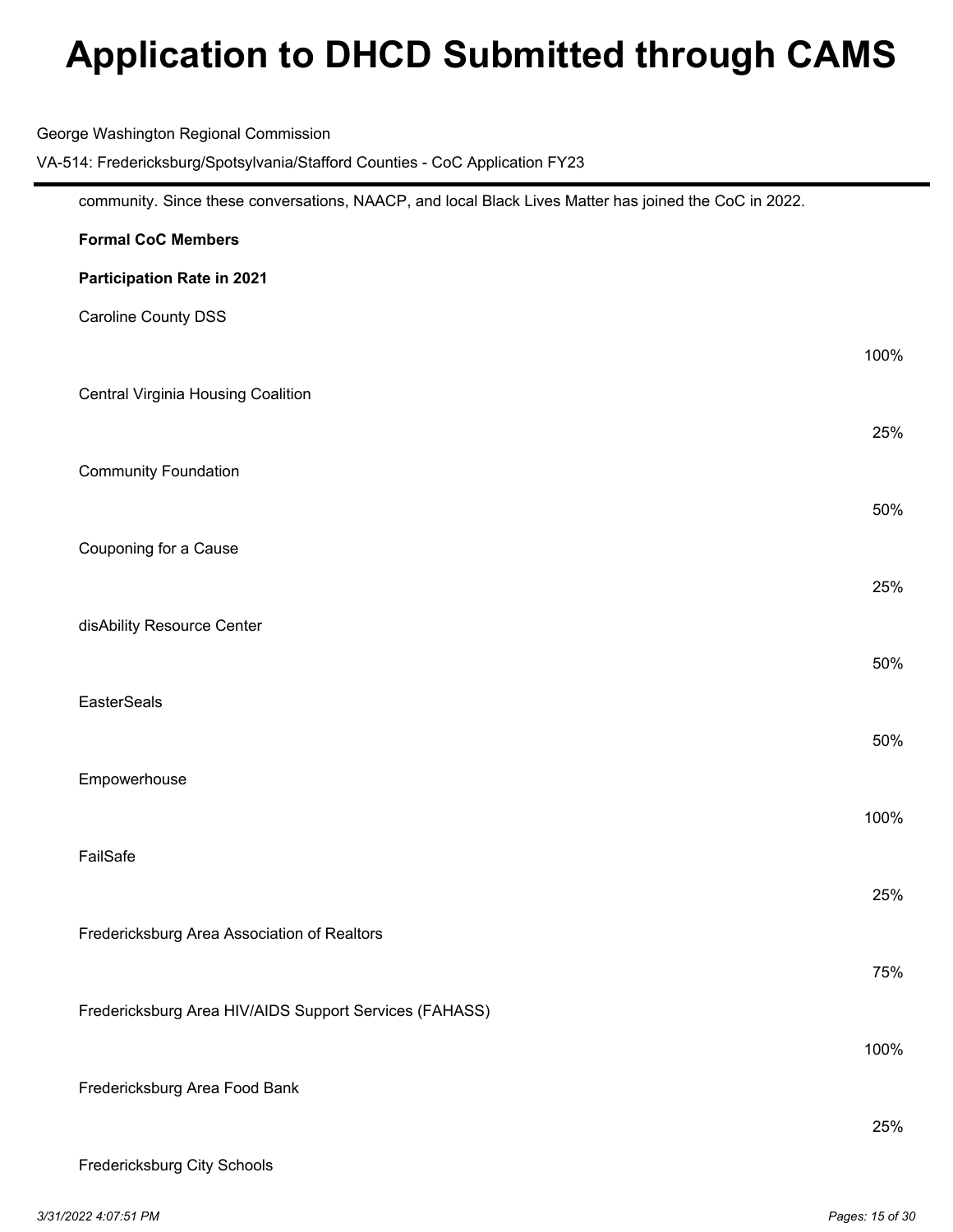community. Since these conversations, NAACP, and local Black Lives Matter has joined the CoC in 2022.

| Formal CoC Members | Participation Rate in 2021 |
|---|---|
| Caroline County DSS | 100% |
| Central Virginia Housing Coalition | 25% |
| Community Foundation | 50% |
| Couponing for a Cause | 25% |
| disAbility Resource Center | 50% |
| EasterSeals | 50% |
| Empowerhouse | 100% |
| FailSafe | 25% |
| Fredericksburg Area Association of Realtors | 75% |
| Fredericksburg Area HIV/AIDS Support Services (FAHASS) | 100% |
| Fredericksburg Area Food Bank | 25% |
| Fredericksburg City Schools | |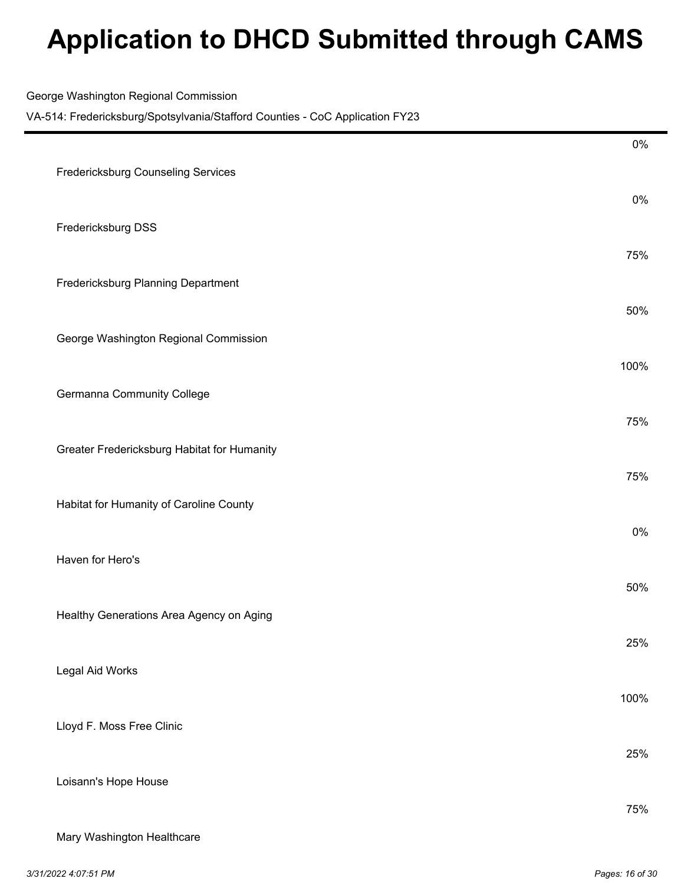| Organization | Percentage |
|---|---|
| | 0% |
| Fredericksburg Counseling Services | 0% |
| Fredericksburg DSS | 75% |
| Fredericksburg Planning Department | 50% |
| George Washington Regional Commission | 100% |
| Germanna Community College | 75% |
| Greater Fredericksburg Habitat for Humanity | 75% |
| Habitat for Humanity of Caroline County | 0% |
| Haven for Hero's | 50% |
| Healthy Generations Area Agency on Aging | 25% |
| Legal Aid Works | 100% |
| Lloyd F. Moss Free Clinic | 25% |
| Loisann's Hope House | 75% |
| Mary Washington Healthcare | |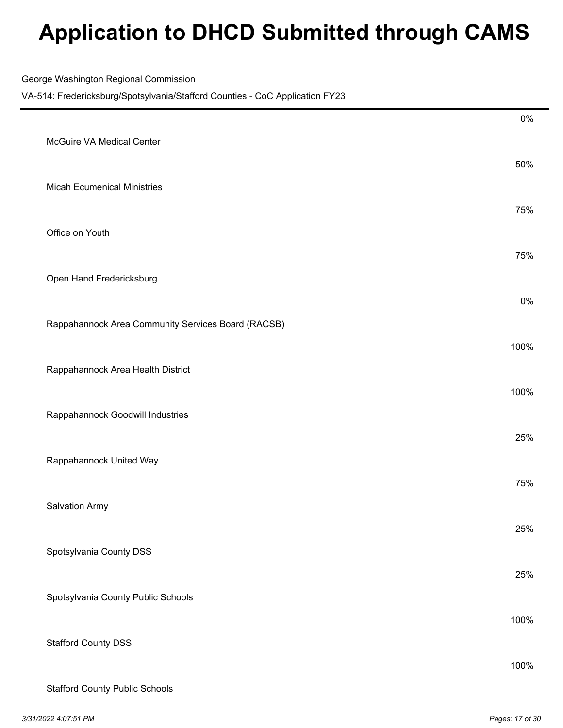| Organization | Percentage |
|---|---|
| | 0% |
| McGuire VA Medical Center | 50% |
| Micah Ecumenical Ministries | 75% |
| Office on Youth | 75% |
| Open Hand Fredericksburg | 0% |
| Rappahannock Area Community Services Board (RACSB) | 100% |
| Rappahannock Area Health District | 100% |
| Rappahannock Goodwill Industries | 25% |
| Rappahannock United Way | 75% |
| Salvation Army | 25% |
| Spotsylvania County DSS | 25% |
| Spotsylvania County Public Schools | 100% |
| Stafford County DSS | 100% |
| Stafford County Public Schools | |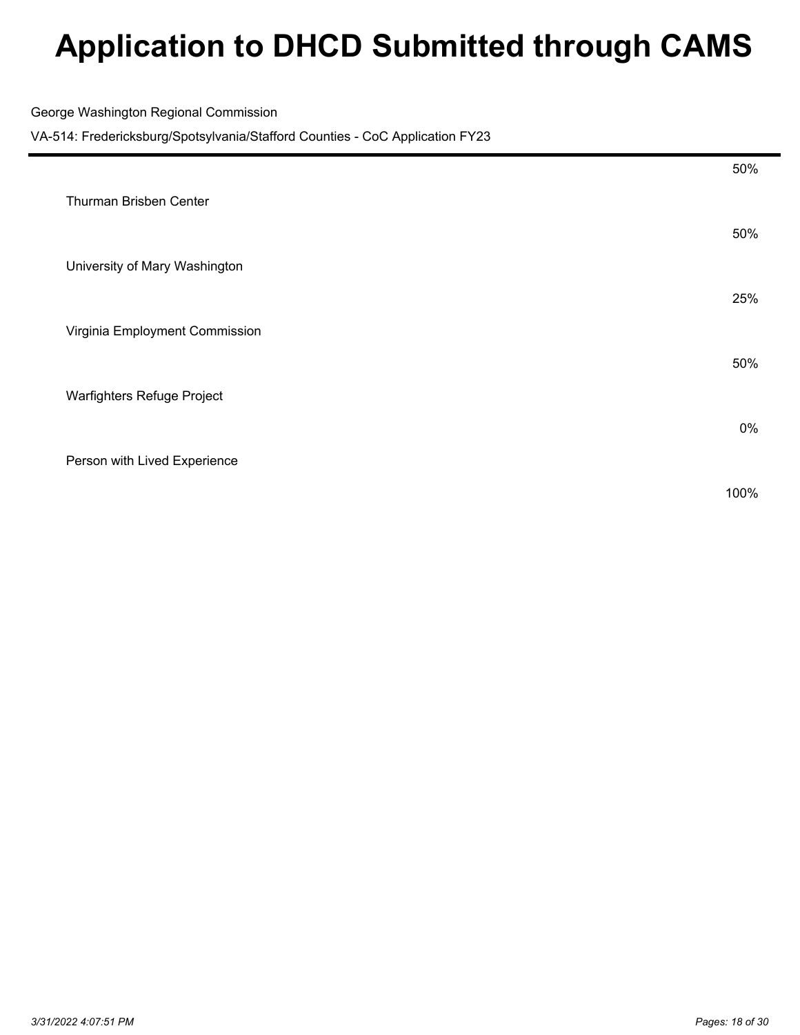| | |
|---|---|
| | 50% |
| Thurman Brisben Center | |
| | 50% |
| University of Mary Washington | |
| | 25% |
| Virginia Employment Commission | |
| | 50% |
| Warfighters Refuge Project | |
| | 0% |
| Person with Lived Experience | |
| | 100% |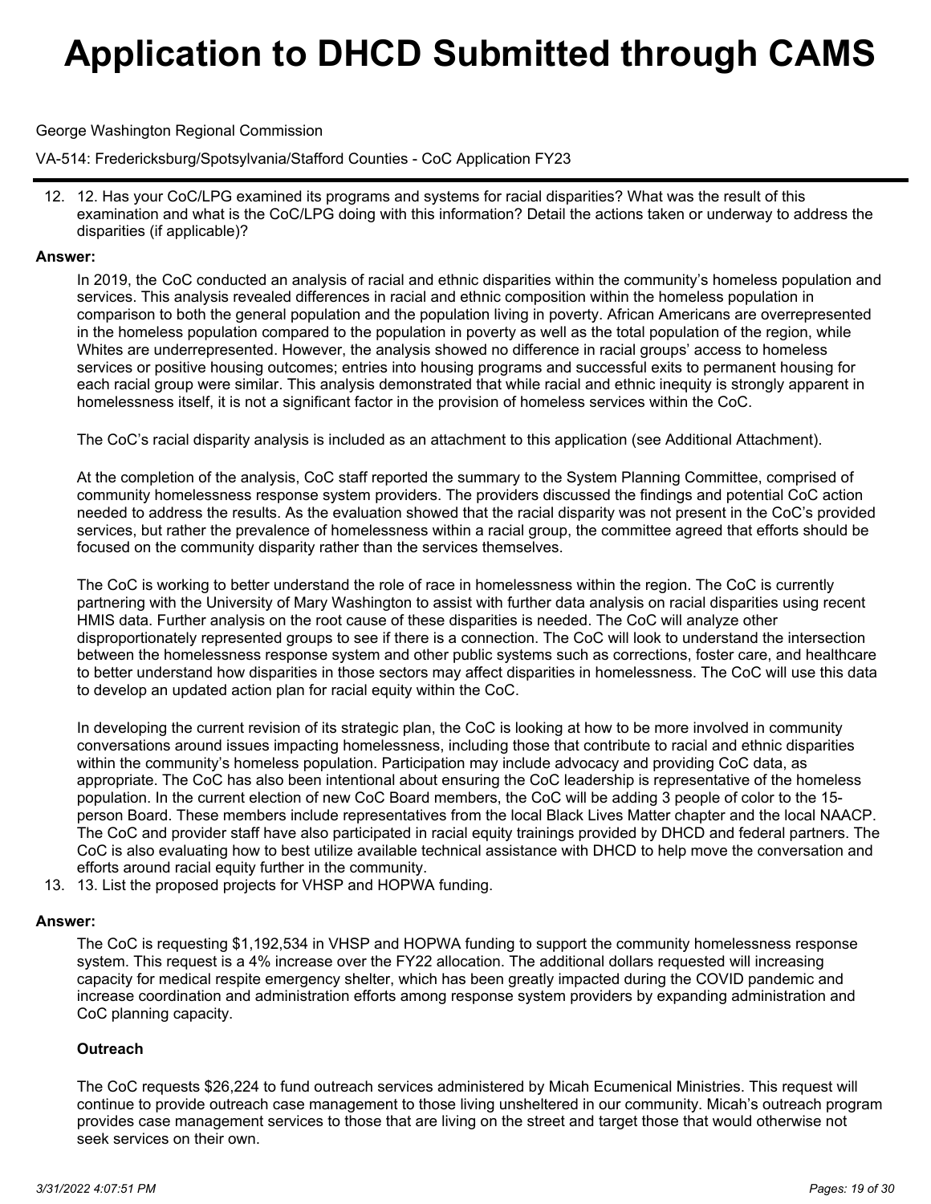George Washington Regional Commission

VA-514: Fredericksburg/Spotsylvania/Stafford Counties - CoC Application FY23

12. 12. Has your CoC/LPG examined its programs and systems for racial disparities? What was the result of this examination and what is the CoC/LPG doing with this information? Detail the actions taken or underway to address the disparities (if applicable)?

**Answer:**

In 2019, the CoC conducted an analysis of racial and ethnic disparities within the community's homeless population and services. This analysis revealed differences in racial and ethnic composition within the homeless population in comparison to both the general population and the population living in poverty. African Americans are overrepresented in the homeless population compared to the population in poverty as well as the total population of the region, while Whites are underrepresented. However, the analysis showed no difference in racial groups' access to homeless services or positive housing outcomes; entries into housing programs and successful exits to permanent housing for each racial group were similar. This analysis demonstrated that while racial and ethnic inequity is strongly apparent in homelessness itself, it is not a significant factor in the provision of homeless services within the CoC.

The CoC's racial disparity analysis is included as an attachment to this application (see Additional Attachment).

At the completion of the analysis, CoC staff reported the summary to the System Planning Committee, comprised of community homelessness response system providers. The providers discussed the findings and potential CoC action needed to address the results. As the evaluation showed that the racial disparity was not present in the CoC's provided services, but rather the prevalence of homelessness within a racial group, the committee agreed that efforts should be focused on the community disparity rather than the services themselves.

The CoC is working to better understand the role of race in homelessness within the region. The CoC is currently partnering with the University of Mary Washington to assist with further data analysis on racial disparities using recent HMIS data. Further analysis on the root cause of these disparities is needed. The CoC will analyze other disproportionately represented groups to see if there is a connection. The CoC will look to understand the intersection between the homelessness response system and other public systems such as corrections, foster care, and healthcare to better understand how disparities in those sectors may affect disparities in homelessness. The CoC will use this data to develop an updated action plan for racial equity within the CoC.

In developing the current revision of its strategic plan, the CoC is looking at how to be more involved in community conversations around issues impacting homelessness, including those that contribute to racial and ethnic disparities within the community's homeless population. Participation may include advocacy and providing CoC data, as appropriate. The CoC has also been intentional about ensuring the CoC leadership is representative of the homeless population. In the current election of new CoC Board members, the CoC will be adding 3 people of color to the 15-person Board. These members include representatives from the local Black Lives Matter chapter and the local NAACP. The CoC and provider staff have also participated in racial equity trainings provided by DHCD and federal partners. The CoC is also evaluating how to best utilize available technical assistance with DHCD to help move the conversation and efforts around racial equity further in the community.

13. 13. List the proposed projects for VHSP and HOPWA funding.

**Answer:**

The CoC is requesting $1,192,534 in VHSP and HOPWA funding to support the community homelessness response system. This request is a 4% increase over the FY22 allocation. The additional dollars requested will increasing capacity for medical respite emergency shelter, which has been greatly impacted during the COVID pandemic and increase coordination and administration efforts among response system providers by expanding administration and CoC planning capacity.

**Outreach**

The CoC requests $26,224 to fund outreach services administered by Micah Ecumenical Ministries. This request will continue to provide outreach case management to those living unsheltered in our community. Micah's outreach program provides case management services to those that are living on the street and target those that would otherwise not seek services on their own.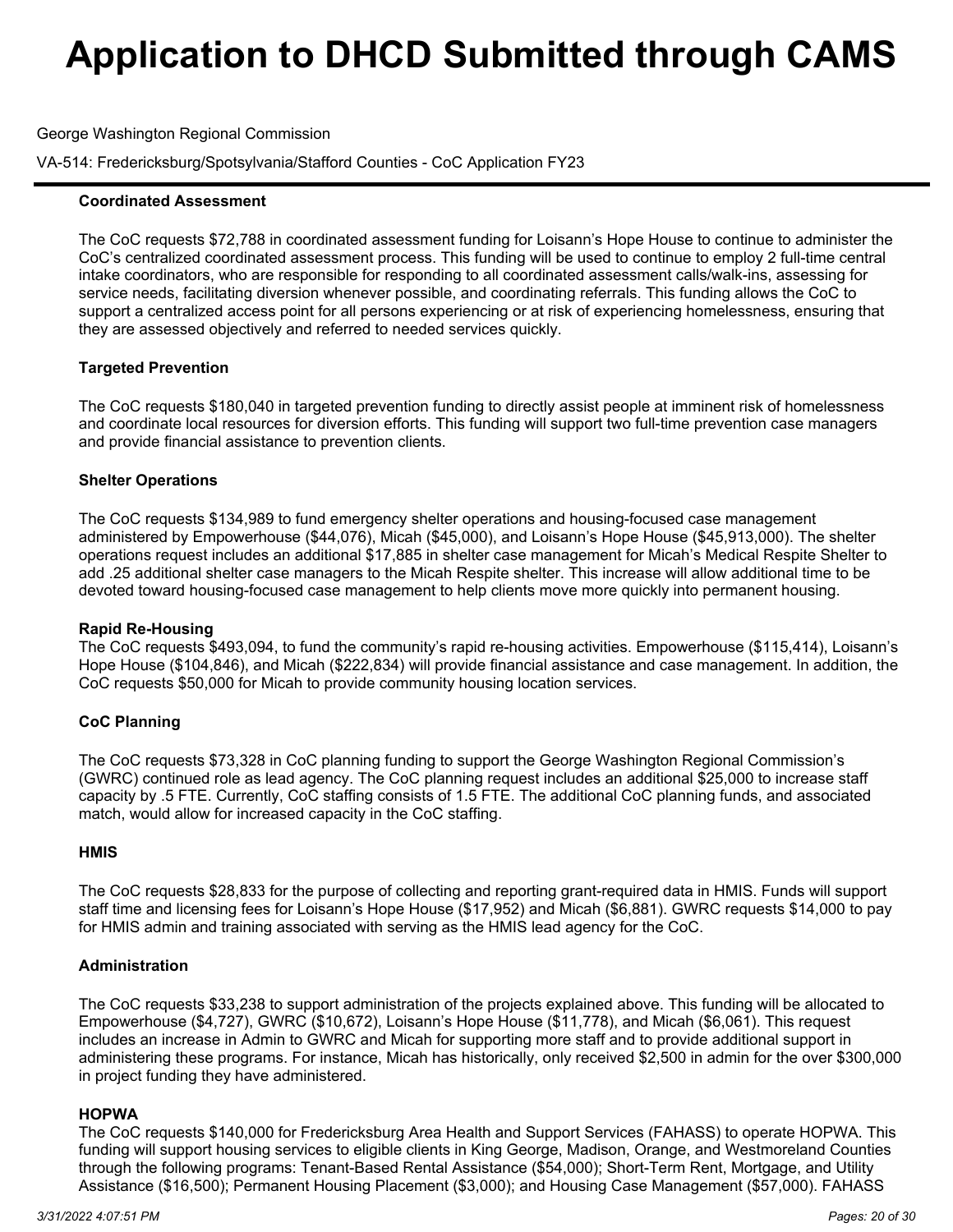# Application to DHCD Submitted through CAMS

George Washington Regional Commission

VA-514: Fredericksburg/Spotsylvania/Stafford Counties - CoC Application FY23

**Coordinated Assessment**

The CoC requests $72,788 in coordinated assessment funding for Loisann's Hope House to continue to administer the CoC's centralized coordinated assessment process. This funding will be used to continue to employ 2 full-time central intake coordinators, who are responsible for responding to all coordinated assessment calls/walk-ins, assessing for service needs, facilitating diversion whenever possible, and coordinating referrals. This funding allows the CoC to support a centralized access point for all persons experiencing or at risk of experiencing homelessness, ensuring that they are assessed objectively and referred to needed services quickly.

**Targeted Prevention**

The CoC requests $180,040 in targeted prevention funding to directly assist people at imminent risk of homelessness and coordinate local resources for diversion efforts. This funding will support two full-time prevention case managers and provide financial assistance to prevention clients.

**Shelter Operations**

The CoC requests $134,989 to fund emergency shelter operations and housing-focused case management administered by Empowerhouse ($44,076), Micah ($45,000), and Loisann's Hope House ($45,913,000). The shelter operations request includes an additional $17,885 in shelter case management for Micah's Medical Respite Shelter to add .25 additional shelter case managers to the Micah Respite shelter. This increase will allow additional time to be devoted toward housing-focused case management to help clients move more quickly into permanent housing.

**Rapid Re-Housing**

The CoC requests $493,094, to fund the community's rapid re-housing activities. Empowerhouse ($115,414), Loisann's Hope House ($104,846), and Micah ($222,834) will provide financial assistance and case management. In addition, the CoC requests $50,000 for Micah to provide community housing location services.

**CoC Planning**

The CoC requests $73,328 in CoC planning funding to support the George Washington Regional Commission's (GWRC) continued role as lead agency. The CoC planning request includes an additional $25,000 to increase staff capacity by .5 FTE. Currently, CoC staffing consists of 1.5 FTE. The additional CoC planning funds, and associated match, would allow for increased capacity in the CoC staffing.

**HMIS**

The CoC requests $28,833 for the purpose of collecting and reporting grant-required data in HMIS. Funds will support staff time and licensing fees for Loisann's Hope House ($17,952) and Micah ($6,881). GWRC requests $14,000 to pay for HMIS admin and training associated with serving as the HMIS lead agency for the CoC.

**Administration**

The CoC requests $33,238 to support administration of the projects explained above. This funding will be allocated to Empowerhouse ($4,727), GWRC ($10,672), Loisann's Hope House ($11,778), and Micah ($6,061). This request includes an increase in Admin to GWRC and Micah for supporting more staff and to provide additional support in administering these programs. For instance, Micah has historically, only received $2,500 in admin for the over $300,000 in project funding they have administered.

**HOPWA**

The CoC requests $140,000 for Fredericksburg Area Health and Support Services (FAHASS) to operate HOPWA. This funding will support housing services to eligible clients in King George, Madison, Orange, and Westmoreland Counties through the following programs: Tenant-Based Rental Assistance ($54,000); Short-Term Rent, Mortgage, and Utility Assistance ($16,500); Permanent Housing Placement ($3,000); and Housing Case Management ($57,000). FAHASS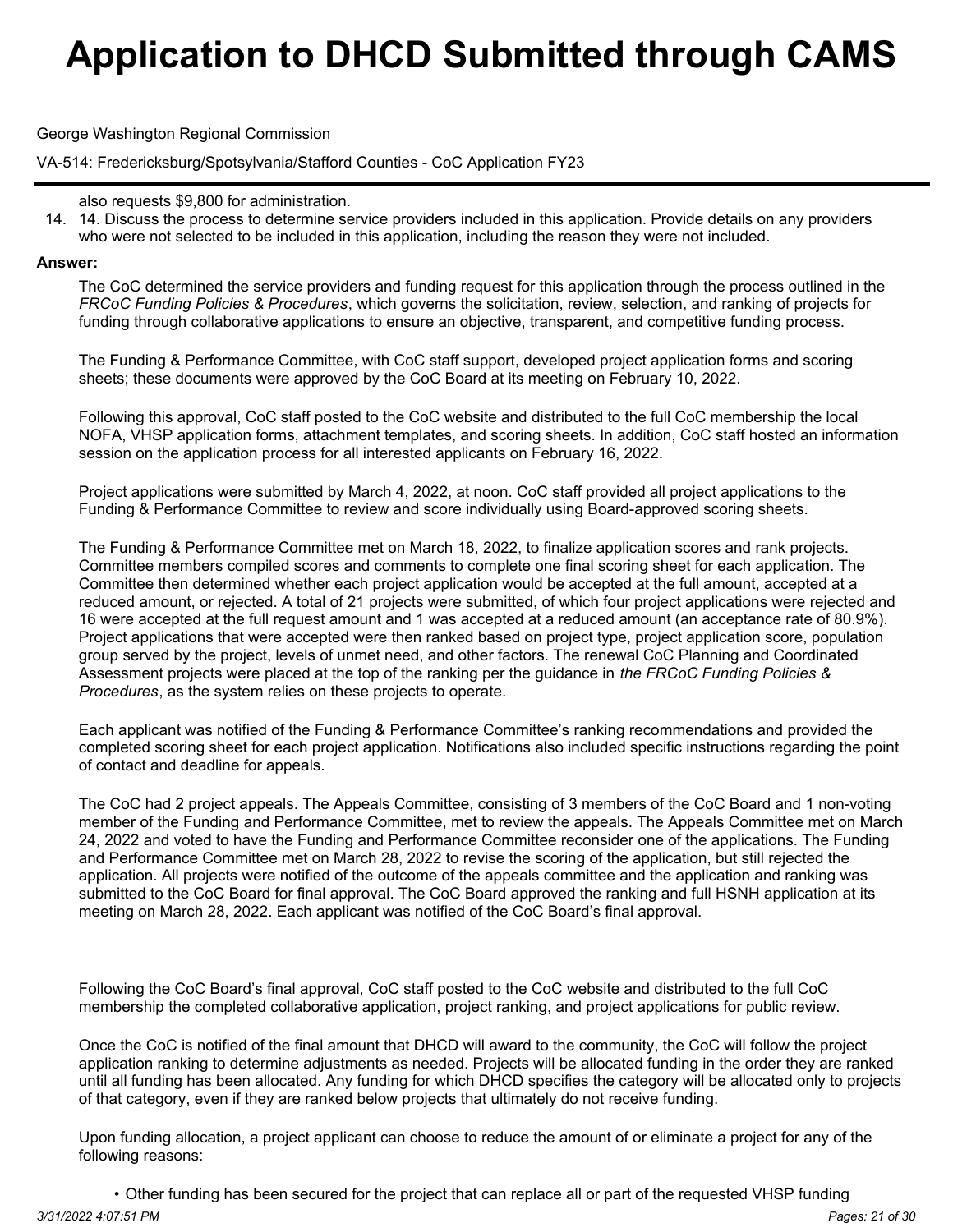also requests $9,800 for administration.

14. 14. Discuss the process to determine service providers included in this application. Provide details on any providers who were not selected to be included in this application, including the reason they were not included.

**Answer:**

The CoC determined the service providers and funding request for this application through the process outlined in the *FRCoC Funding Policies & Procedures*, which governs the solicitation, review, selection, and ranking of projects for funding through collaborative applications to ensure an objective, transparent, and competitive funding process.

The Funding & Performance Committee, with CoC staff support, developed project application forms and scoring sheets; these documents were approved by the CoC Board at its meeting on February 10, 2022.

Following this approval, CoC staff posted to the CoC website and distributed to the full CoC membership the local NOFA, VHSP application forms, attachment templates, and scoring sheets. In addition, CoC staff hosted an information session on the application process for all interested applicants on February 16, 2022.

Project applications were submitted by March 4, 2022, at noon. CoC staff provided all project applications to the Funding & Performance Committee to review and score individually using Board-approved scoring sheets.

The Funding & Performance Committee met on March 18, 2022, to finalize application scores and rank projects. Committee members compiled scores and comments to complete one final scoring sheet for each application. The Committee then determined whether each project application would be accepted at the full amount, accepted at a reduced amount, or rejected. A total of 21 projects were submitted, of which four project applications were rejected and 16 were accepted at the full request amount and 1 was accepted at a reduced amount (an acceptance rate of 80.9%). Project applications that were accepted were then ranked based on project type, project application score, population group served by the project, levels of unmet need, and other factors. The renewal CoC Planning and Coordinated Assessment projects were placed at the top of the ranking per the guidance in *the FRCoC Funding Policies & Procedures*, as the system relies on these projects to operate.

Each applicant was notified of the Funding & Performance Committee's ranking recommendations and provided the completed scoring sheet for each project application. Notifications also included specific instructions regarding the point of contact and deadline for appeals.

The CoC had 2 project appeals. The Appeals Committee, consisting of 3 members of the CoC Board and 1 non-voting member of the Funding and Performance Committee, met to review the appeals. The Appeals Committee met on March 24, 2022 and voted to have the Funding and Performance Committee reconsider one of the applications. The Funding and Performance Committee met on March 28, 2022 to revise the scoring of the application, but still rejected the application. All projects were notified of the outcome of the appeals committee and the application and ranking was submitted to the CoC Board for final approval. The CoC Board approved the ranking and full HSNH application at its meeting on March 28, 2022. Each applicant was notified of the CoC Board's final approval.

Following the CoC Board's final approval, CoC staff posted to the CoC website and distributed to the full CoC membership the completed collaborative application, project ranking, and project applications for public review.

Once the CoC is notified of the final amount that DHCD will award to the community, the CoC will follow the project application ranking to determine adjustments as needed. Projects will be allocated funding in the order they are ranked until all funding has been allocated. Any funding for which DHCD specifies the category will be allocated only to projects of that category, even if they are ranked below projects that ultimately do not receive funding.

Upon funding allocation, a project applicant can choose to reduce the amount of or eliminate a project for any of the following reasons:

- Other funding has been secured for the project that can replace all or part of the requested VHSP funding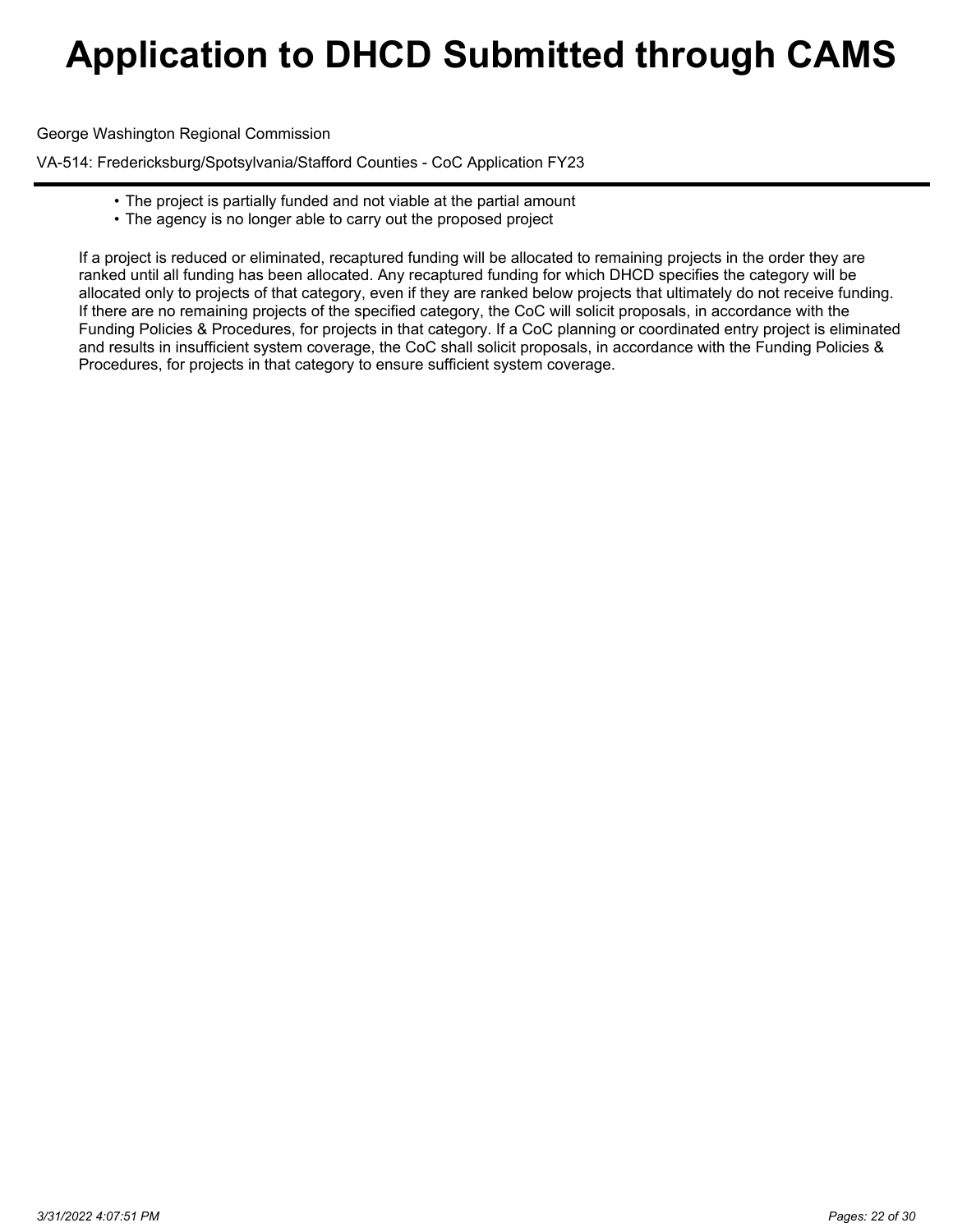- The project is partially funded and not viable at the partial amount
- The agency is no longer able to carry out the proposed project

If a project is reduced or eliminated, recaptured funding will be allocated to remaining projects in the order they are ranked until all funding has been allocated. Any recaptured funding for which DHCD specifies the category will be allocated only to projects of that category, even if they are ranked below projects that ultimately do not receive funding. If there are no remaining projects of the specified category, the CoC will solicit proposals, in accordance with the Funding Policies & Procedures, for projects in that category. If a CoC planning or coordinated entry project is eliminated and results in insufficient system coverage, the CoC shall solicit proposals, in accordance with the Funding Policies & Procedures, for projects in that category to ensure sufficient system coverage.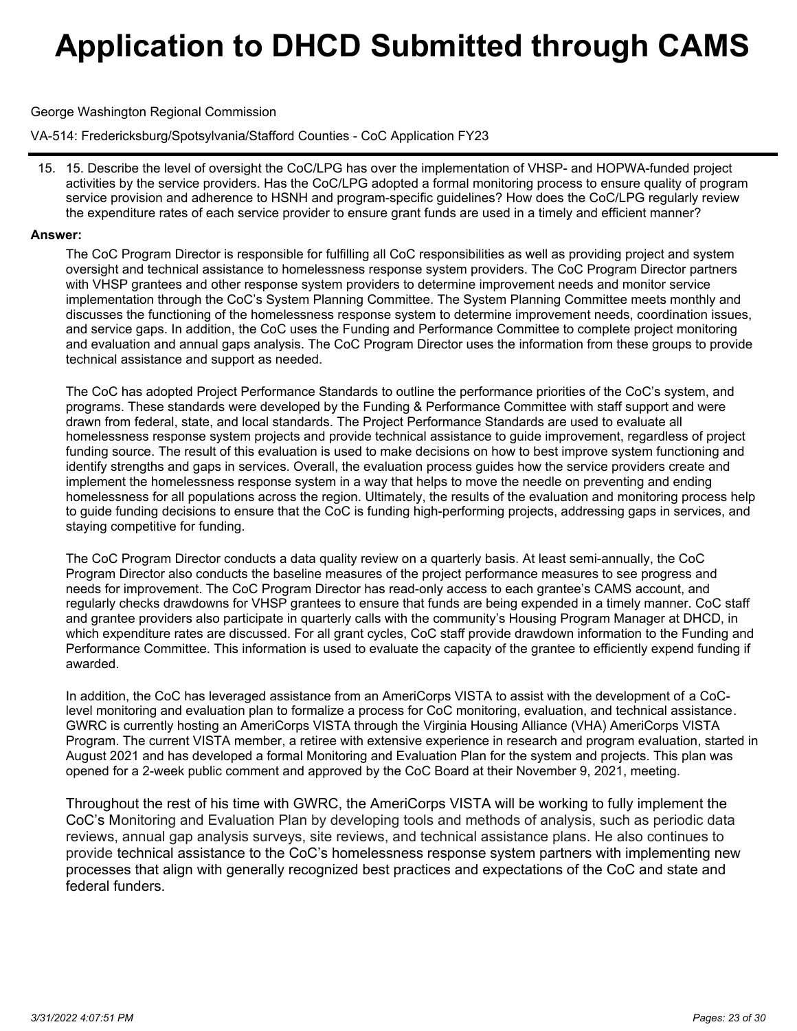# Application to DHCD Submitted through CAMS

George Washington Regional Commission

VA-514: Fredericksburg/Spotsylvania/Stafford Counties - CoC Application FY23

15. 15. Describe the level of oversight the CoC/LPG has over the implementation of VHSP- and HOPWA-funded project activities by the service providers. Has the CoC/LPG adopted a formal monitoring process to ensure quality of program service provision and adherence to HSNH and program-specific guidelines? How does the CoC/LPG regularly review the expenditure rates of each service provider to ensure grant funds are used in a timely and efficient manner?

**Answer:**

The CoC Program Director is responsible for fulfilling all CoC responsibilities as well as providing project and system oversight and technical assistance to homelessness response system providers. The CoC Program Director partners with VHSP grantees and other response system providers to determine improvement needs and monitor service implementation through the CoC's System Planning Committee. The System Planning Committee meets monthly and discusses the functioning of the homelessness response system to determine improvement needs, coordination issues, and service gaps. In addition, the CoC uses the Funding and Performance Committee to complete project monitoring and evaluation and annual gaps analysis. The CoC Program Director uses the information from these groups to provide technical assistance and support as needed.

The CoC has adopted Project Performance Standards to outline the performance priorities of the CoC's system, and programs. These standards were developed by the Funding & Performance Committee with staff support and were drawn from federal, state, and local standards. The Project Performance Standards are used to evaluate all homelessness response system projects and provide technical assistance to guide improvement, regardless of project funding source. The result of this evaluation is used to make decisions on how to best improve system functioning and identify strengths and gaps in services. Overall, the evaluation process guides how the service providers create and implement the homelessness response system in a way that helps to move the needle on preventing and ending homelessness for all populations across the region. Ultimately, the results of the evaluation and monitoring process help to guide funding decisions to ensure that the CoC is funding high-performing projects, addressing gaps in services, and staying competitive for funding.

The CoC Program Director conducts a data quality review on a quarterly basis. At least semi-annually, the CoC Program Director also conducts the baseline measures of the project performance measures to see progress and needs for improvement. The CoC Program Director has read-only access to each grantee's CAMS account, and regularly checks drawdowns for VHSP grantees to ensure that funds are being expended in a timely manner. CoC staff and grantee providers also participate in quarterly calls with the community's Housing Program Manager at DHCD, in which expenditure rates are discussed. For all grant cycles, CoC staff provide drawdown information to the Funding and Performance Committee. This information is used to evaluate the capacity of the grantee to efficiently expend funding if awarded.

In addition, the CoC has leveraged assistance from an AmeriCorps VISTA to assist with the development of a CoC-level monitoring and evaluation plan to formalize a process for CoC monitoring, evaluation, and technical assistance. GWRC is currently hosting an AmeriCorps VISTA through the Virginia Housing Alliance (VHA) AmeriCorps VISTA Program. The current VISTA member, a retiree with extensive experience in research and program evaluation, started in August 2021 and has developed a formal Monitoring and Evaluation Plan for the system and projects. This plan was opened for a 2-week public comment and approved by the CoC Board at their November 9, 2021, meeting.

Throughout the rest of his time with GWRC, the AmeriCorps VISTA will be working to fully implement the CoC's Monitoring and Evaluation Plan by developing tools and methods of analysis, such as periodic data reviews, annual gap analysis surveys, site reviews, and technical assistance plans. He also continues to provide technical assistance to the CoC's homelessness response system partners with implementing new processes that align with generally recognized best practices and expectations of the CoC and state and federal funders.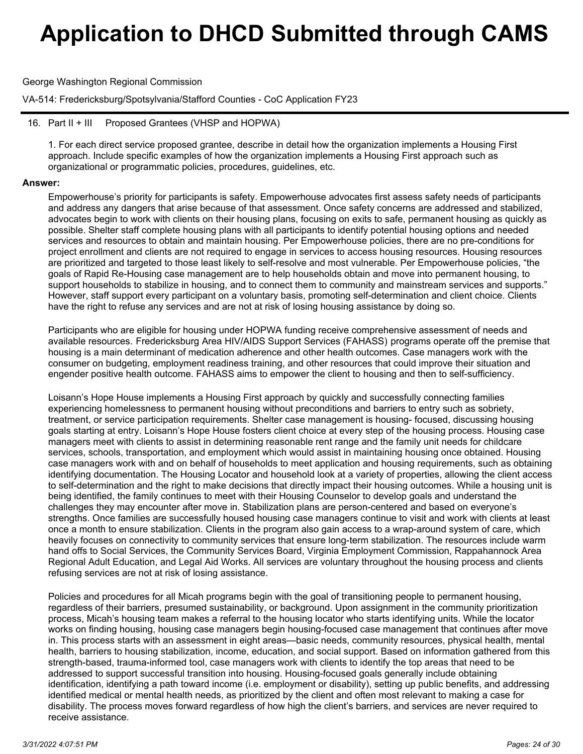# Application to DHCD Submitted through CAMS

George Washington Regional Commission

VA-514: Fredericksburg/Spotsylvania/Stafford Counties - CoC Application FY23

16. Part II + III  Proposed Grantees (VHSP and HOPWA)

1. For each direct service proposed grantee, describe in detail how the organization implements a Housing First approach. Include specific examples of how the organization implements a Housing First approach such as organizational or programmatic policies, procedures, guidelines, etc.

**Answer:**

Empowerhouse's priority for participants is safety. Empowerhouse advocates first assess safety needs of participants and address any dangers that arise because of that assessment. Once safety concerns are addressed and stabilized, advocates begin to work with clients on their housing plans, focusing on exits to safe, permanent housing as quickly as possible. Shelter staff complete housing plans with all participants to identify potential housing options and needed services and resources to obtain and maintain housing. Per Empowerhouse policies, there are no pre-conditions for project enrollment and clients are not required to engage in services to access housing resources. Housing resources are prioritized and targeted to those least likely to self-resolve and most vulnerable. Per Empowerhouse policies, "the goals of Rapid Re-Housing case management are to help households obtain and move into permanent housing, to support households to stabilize in housing, and to connect them to community and mainstream services and supports." However, staff support every participant on a voluntary basis, promoting self-determination and client choice. Clients have the right to refuse any services and are not at risk of losing housing assistance by doing so.

Participants who are eligible for housing under HOPWA funding receive comprehensive assessment of needs and available resources. Fredericksburg Area HIV/AIDS Support Services (FAHASS) programs operate off the premise that housing is a main determinant of medication adherence and other health outcomes. Case managers work with the consumer on budgeting, employment readiness training, and other resources that could improve their situation and engender positive health outcome. FAHASS aims to empower the client to housing and then to self-sufficiency.

Loisann's Hope House implements a Housing First approach by quickly and successfully connecting families experiencing homelessness to permanent housing without preconditions and barriers to entry such as sobriety, treatment, or service participation requirements. Shelter case management is housing- focused, discussing housing goals starting at entry. Loisann's Hope House fosters client choice at every step of the housing process. Housing case managers meet with clients to assist in determining reasonable rent range and the family unit needs for childcare services, schools, transportation, and employment which would assist in maintaining housing once obtained. Housing case managers work with and on behalf of households to meet application and housing requirements, such as obtaining identifying documentation. The Housing Locator and household look at a variety of properties, allowing the client access to self-determination and the right to make decisions that directly impact their housing outcomes. While a housing unit is being identified, the family continues to meet with their Housing Counselor to develop goals and understand the challenges they may encounter after move in. Stabilization plans are person-centered and based on everyone's strengths. Once families are successfully housed housing case managers continue to visit and work with clients at least once a month to ensure stabilization. Clients in the program also gain access to a wrap-around system of care, which heavily focuses on connectivity to community services that ensure long-term stabilization. The resources include warm hand offs to Social Services, the Community Services Board, Virginia Employment Commission, Rappahannock Area Regional Adult Education, and Legal Aid Works. All services are voluntary throughout the housing process and clients refusing services are not at risk of losing assistance.

Policies and procedures for all Micah programs begin with the goal of transitioning people to permanent housing, regardless of their barriers, presumed sustainability, or background. Upon assignment in the community prioritization process, Micah's housing team makes a referral to the housing locator who starts identifying units. While the locator works on finding housing, housing case managers begin housing-focused case management that continues after move in. This process starts with an assessment in eight areas—basic needs, community resources, physical health, mental health, barriers to housing stabilization, income, education, and social support. Based on information gathered from this strength-based, trauma-informed tool, case managers work with clients to identify the top areas that need to be addressed to support successful transition into housing. Housing-focused goals generally include obtaining identification, identifying a path toward income (i.e. employment or disability), setting up public benefits, and addressing identified medical or mental health needs, as prioritized by the client and often most relevant to making a case for disability. The process moves forward regardless of how high the client's barriers, and services are never required to receive assistance.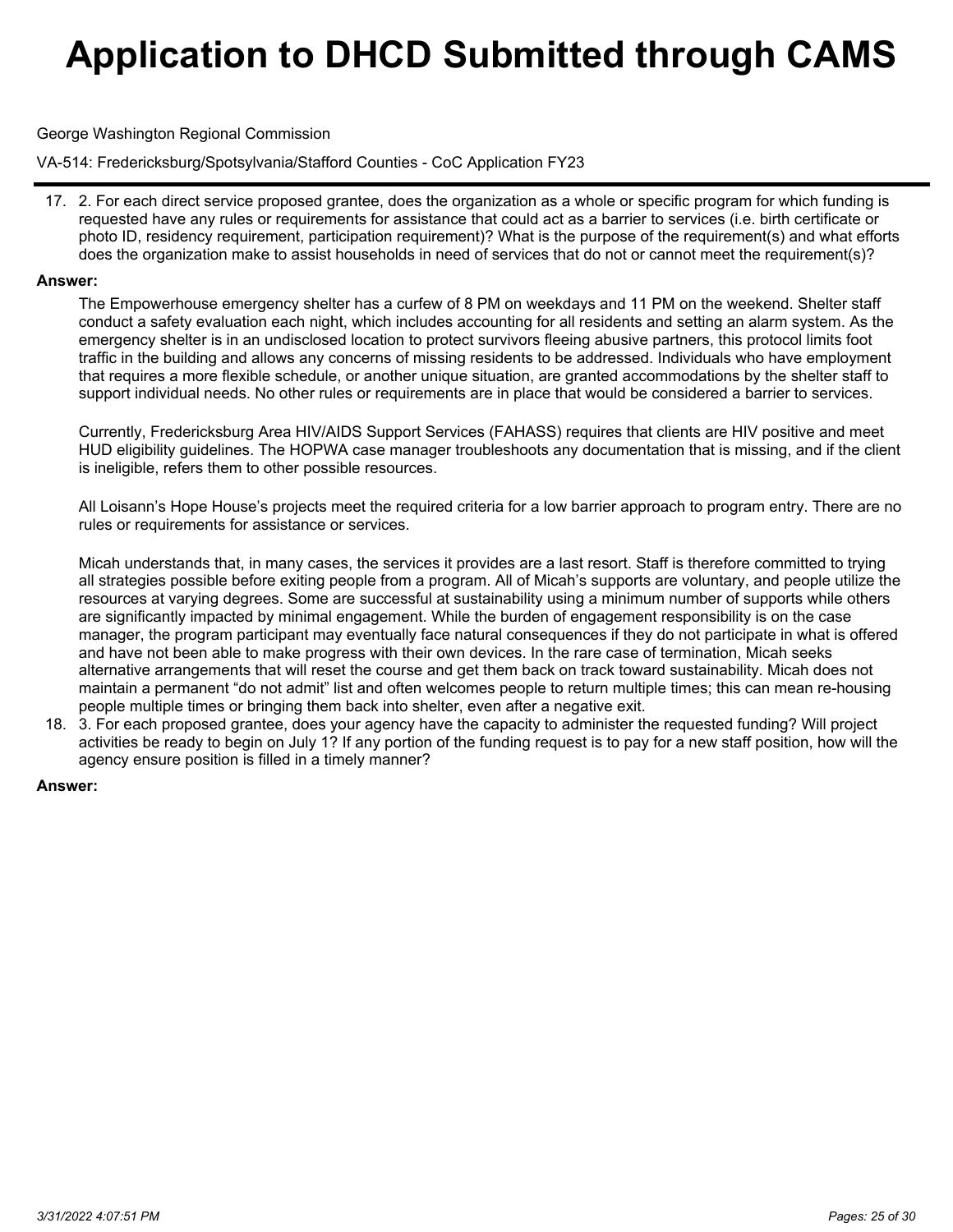17. 2. For each direct service proposed grantee, does the organization as a whole or specific program for which funding is requested have any rules or requirements for assistance that could act as a barrier to services (i.e. birth certificate or photo ID, residency requirement, participation requirement)? What is the purpose of the requirement(s) and what efforts does the organization make to assist households in need of services that do not or cannot meet the requirement(s)?

**Answer:**

The Empowerhouse emergency shelter has a curfew of 8 PM on weekdays and 11 PM on the weekend. Shelter staff conduct a safety evaluation each night, which includes accounting for all residents and setting an alarm system. As the emergency shelter is in an undisclosed location to protect survivors fleeing abusive partners, this protocol limits foot traffic in the building and allows any concerns of missing residents to be addressed. Individuals who have employment that requires a more flexible schedule, or another unique situation, are granted accommodations by the shelter staff to support individual needs. No other rules or requirements are in place that would be considered a barrier to services.

Currently, Fredericksburg Area HIV/AIDS Support Services (FAHASS) requires that clients are HIV positive and meet HUD eligibility guidelines. The HOPWA case manager troubleshoots any documentation that is missing, and if the client is ineligible, refers them to other possible resources.

All Loisann's Hope House's projects meet the required criteria for a low barrier approach to program entry. There are no rules or requirements for assistance or services.

Micah understands that, in many cases, the services it provides are a last resort. Staff is therefore committed to trying all strategies possible before exiting people from a program. All of Micah's supports are voluntary, and people utilize the resources at varying degrees. Some are successful at sustainability using a minimum number of supports while others are significantly impacted by minimal engagement. While the burden of engagement responsibility is on the case manager, the program participant may eventually face natural consequences if they do not participate in what is offered and have not been able to make progress with their own devices. In the rare case of termination, Micah seeks alternative arrangements that will reset the course and get them back on track toward sustainability. Micah does not maintain a permanent "do not admit" list and often welcomes people to return multiple times; this can mean re-housing people multiple times or bringing them back into shelter, even after a negative exit.

18. 3. For each proposed grantee, does your agency have the capacity to administer the requested funding? Will project activities be ready to begin on July 1? If any portion of the funding request is to pay for a new staff position, how will the agency ensure position is filled in a timely manner?

**Answer:**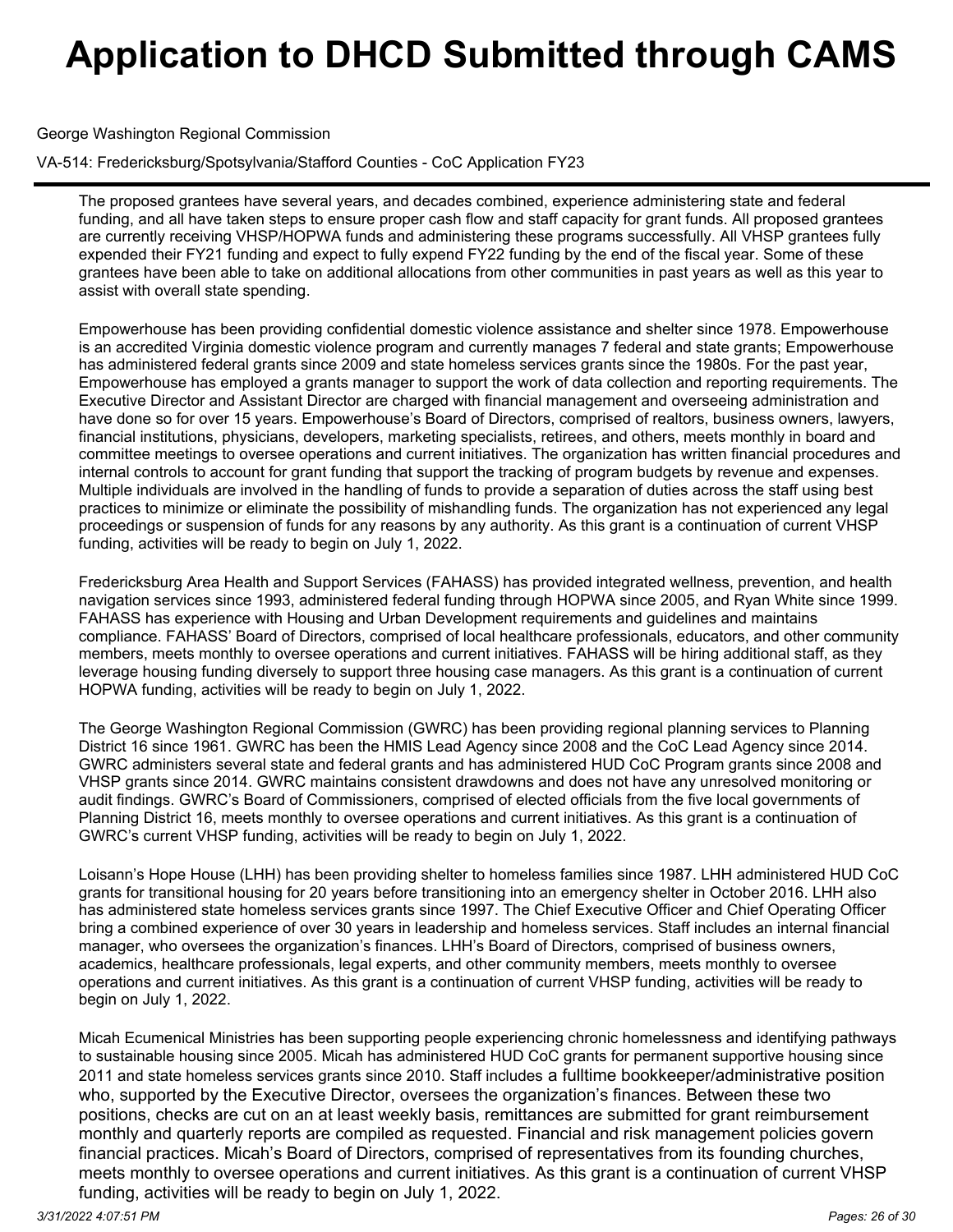The proposed grantees have several years, and decades combined, experience administering state and federal funding, and all have taken steps to ensure proper cash flow and staff capacity for grant funds. All proposed grantees are currently receiving VHSP/HOPWA funds and administering these programs successfully. All VHSP grantees fully expended their FY21 funding and expect to fully expend FY22 funding by the end of the fiscal year. Some of these grantees have been able to take on additional allocations from other communities in past years as well as this year to assist with overall state spending.

Empowerhouse has been providing confidential domestic violence assistance and shelter since 1978. Empowerhouse is an accredited Virginia domestic violence program and currently manages 7 federal and state grants; Empowerhouse has administered federal grants since 2009 and state homeless services grants since the 1980s. For the past year, Empowerhouse has employed a grants manager to support the work of data collection and reporting requirements. The Executive Director and Assistant Director are charged with financial management and overseeing administration and have done so for over 15 years. Empowerhouse's Board of Directors, comprised of realtors, business owners, lawyers, financial institutions, physicians, developers, marketing specialists, retirees, and others, meets monthly in board and committee meetings to oversee operations and current initiatives. The organization has written financial procedures and internal controls to account for grant funding that support the tracking of program budgets by revenue and expenses. Multiple individuals are involved in the handling of funds to provide a separation of duties across the staff using best practices to minimize or eliminate the possibility of mishandling funds. The organization has not experienced any legal proceedings or suspension of funds for any reasons by any authority. As this grant is a continuation of current VHSP funding, activities will be ready to begin on July 1, 2022.

Fredericksburg Area Health and Support Services (FAHASS) has provided integrated wellness, prevention, and health navigation services since 1993, administered federal funding through HOPWA since 2005, and Ryan White since 1999. FAHASS has experience with Housing and Urban Development requirements and guidelines and maintains compliance. FAHASS' Board of Directors, comprised of local healthcare professionals, educators, and other community members, meets monthly to oversee operations and current initiatives. FAHASS will be hiring additional staff, as they leverage housing funding diversely to support three housing case managers. As this grant is a continuation of current HOPWA funding, activities will be ready to begin on July 1, 2022.

The George Washington Regional Commission (GWRC) has been providing regional planning services to Planning District 16 since 1961. GWRC has been the HMIS Lead Agency since 2008 and the CoC Lead Agency since 2014. GWRC administers several state and federal grants and has administered HUD CoC Program grants since 2008 and VHSP grants since 2014. GWRC maintains consistent drawdowns and does not have any unresolved monitoring or audit findings. GWRC's Board of Commissioners, comprised of elected officials from the five local governments of Planning District 16, meets monthly to oversee operations and current initiatives. As this grant is a continuation of GWRC's current VHSP funding, activities will be ready to begin on July 1, 2022.

Loisann's Hope House (LHH) has been providing shelter to homeless families since 1987. LHH administered HUD CoC grants for transitional housing for 20 years before transitioning into an emergency shelter in October 2016. LHH also has administered state homeless services grants since 1997. The Chief Executive Officer and Chief Operating Officer bring a combined experience of over 30 years in leadership and homeless services. Staff includes an internal financial manager, who oversees the organization's finances. LHH's Board of Directors, comprised of business owners, academics, healthcare professionals, legal experts, and other community members, meets monthly to oversee operations and current initiatives. As this grant is a continuation of current VHSP funding, activities will be ready to begin on July 1, 2022.

Micah Ecumenical Ministries has been supporting people experiencing chronic homelessness and identifying pathways to sustainable housing since 2005. Micah has administered HUD CoC grants for permanent supportive housing since 2011 and state homeless services grants since 2010. Staff includes a fulltime bookkeeper/administrative position who, supported by the Executive Director, oversees the organization's finances. Between these two positions, checks are cut on an at least weekly basis, remittances are submitted for grant reimbursement monthly and quarterly reports are compiled as requested. Financial and risk management policies govern financial practices. Micah's Board of Directors, comprised of representatives from its founding churches, meets monthly to oversee operations and current initiatives. As this grant is a continuation of current VHSP funding, activities will be ready to begin on July 1, 2022.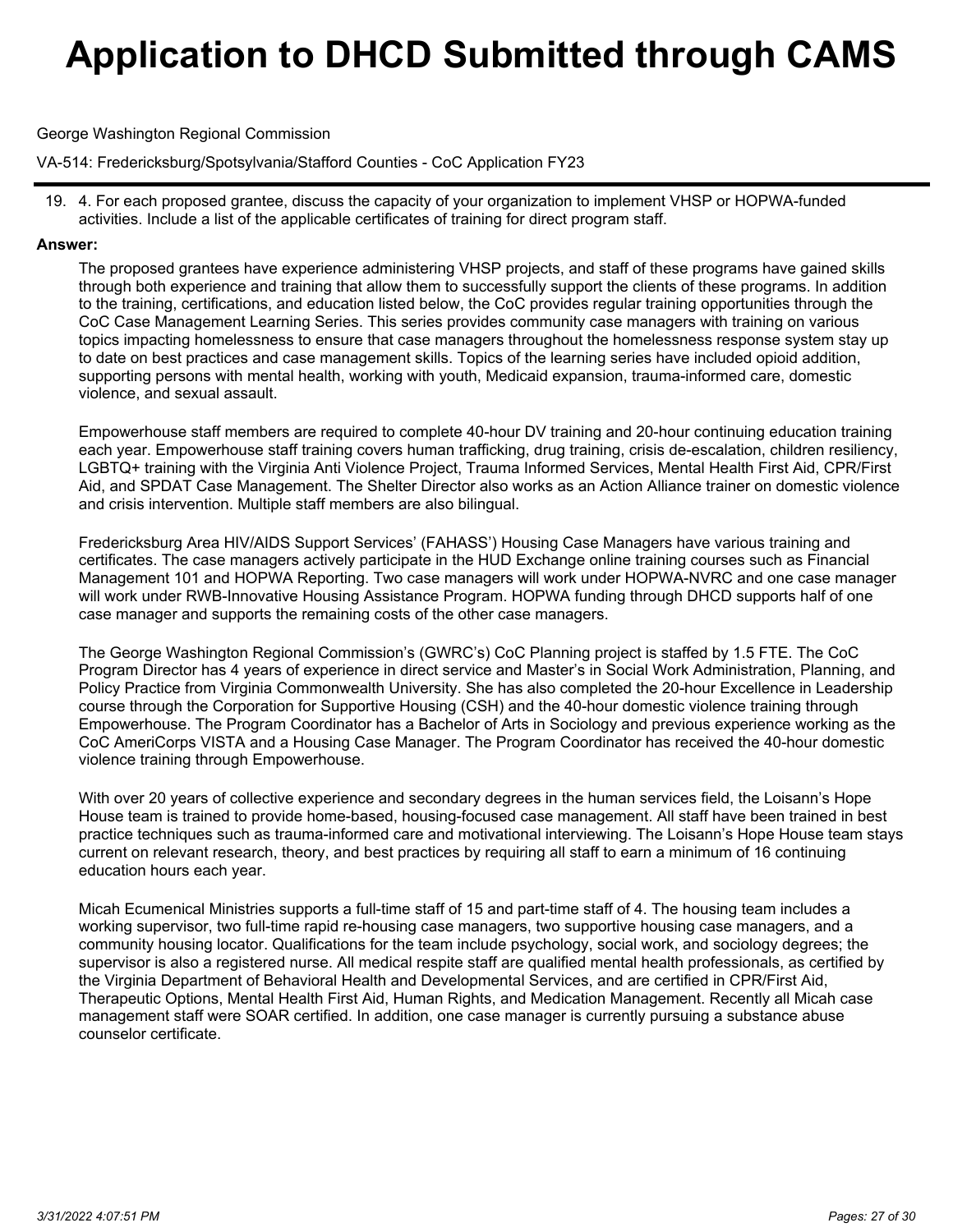19. 4. For each proposed grantee, discuss the capacity of your organization to implement VHSP or HOPWA-funded activities. Include a list of the applicable certificates of training for direct program staff.

**Answer:**

The proposed grantees have experience administering VHSP projects, and staff of these programs have gained skills through both experience and training that allow them to successfully support the clients of these programs. In addition to the training, certifications, and education listed below, the CoC provides regular training opportunities through the CoC Case Management Learning Series. This series provides community case managers with training on various topics impacting homelessness to ensure that case managers throughout the homelessness response system stay up to date on best practices and case management skills. Topics of the learning series have included opioid addition, supporting persons with mental health, working with youth, Medicaid expansion, trauma-informed care, domestic violence, and sexual assault.

Empowerhouse staff members are required to complete 40-hour DV training and 20-hour continuing education training each year. Empowerhouse staff training covers human trafficking, drug training, crisis de-escalation, children resiliency, LGBTQ+ training with the Virginia Anti Violence Project, Trauma Informed Services, Mental Health First Aid, CPR/First Aid, and SPDAT Case Management. The Shelter Director also works as an Action Alliance trainer on domestic violence and crisis intervention. Multiple staff members are also bilingual.

Fredericksburg Area HIV/AIDS Support Services' (FAHASS') Housing Case Managers have various training and certificates. The case managers actively participate in the HUD Exchange online training courses such as Financial Management 101 and HOPWA Reporting. Two case managers will work under HOPWA-NVRC and one case manager will work under RWB-Innovative Housing Assistance Program. HOPWA funding through DHCD supports half of one case manager and supports the remaining costs of the other case managers.

The George Washington Regional Commission's (GWRC's) CoC Planning project is staffed by 1.5 FTE. The CoC Program Director has 4 years of experience in direct service and Master's in Social Work Administration, Planning, and Policy Practice from Virginia Commonwealth University. She has also completed the 20-hour Excellence in Leadership course through the Corporation for Supportive Housing (CSH) and the 40-hour domestic violence training through Empowerhouse. The Program Coordinator has a Bachelor of Arts in Sociology and previous experience working as the CoC AmeriCorps VISTA and a Housing Case Manager. The Program Coordinator has received the 40-hour domestic violence training through Empowerhouse.

With over 20 years of collective experience and secondary degrees in the human services field, the Loisann's Hope House team is trained to provide home-based, housing-focused case management. All staff have been trained in best practice techniques such as trauma-informed care and motivational interviewing. The Loisann's Hope House team stays current on relevant research, theory, and best practices by requiring all staff to earn a minimum of 16 continuing education hours each year.

Micah Ecumenical Ministries supports a full-time staff of 15 and part-time staff of 4. The housing team includes a working supervisor, two full-time rapid re-housing case managers, two supportive housing case managers, and a community housing locator. Qualifications for the team include psychology, social work, and sociology degrees; the supervisor is also a registered nurse. All medical respite staff are qualified mental health professionals, as certified by the Virginia Department of Behavioral Health and Developmental Services, and are certified in CPR/First Aid, Therapeutic Options, Mental Health First Aid, Human Rights, and Medication Management. Recently all Micah case management staff were SOAR certified. In addition, one case manager is currently pursuing a substance abuse counselor certificate.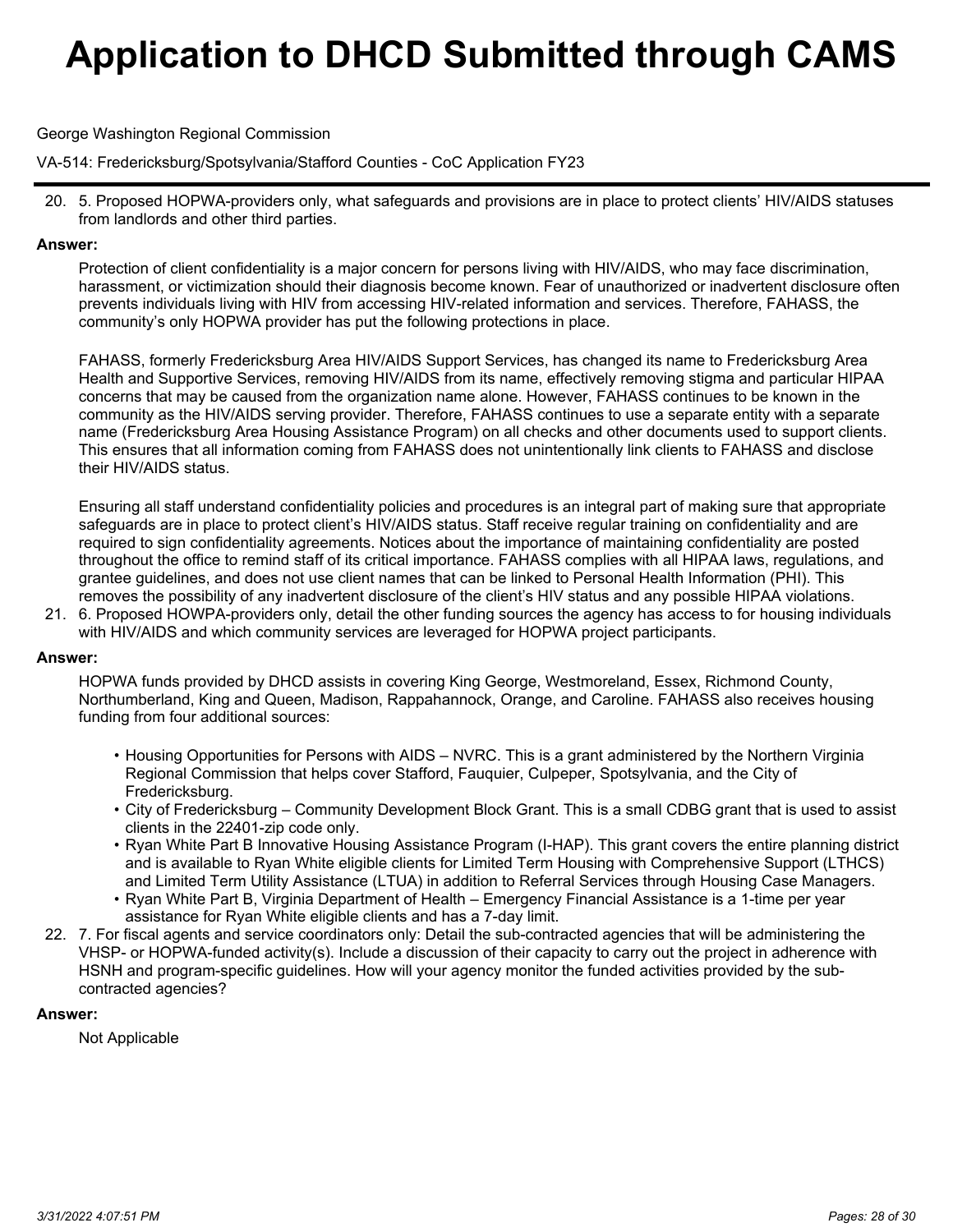20. 5. Proposed HOPWA-providers only, what safeguards and provisions are in place to protect clients' HIV/AIDS statuses from landlords and other third parties.

**Answer:**

Protection of client confidentiality is a major concern for persons living with HIV/AIDS, who may face discrimination, harassment, or victimization should their diagnosis become known. Fear of unauthorized or inadvertent disclosure often prevents individuals living with HIV from accessing HIV-related information and services. Therefore, FAHASS, the community's only HOPWA provider has put the following protections in place.

FAHASS, formerly Fredericksburg Area HIV/AIDS Support Services, has changed its name to Fredericksburg Area Health and Supportive Services, removing HIV/AIDS from its name, effectively removing stigma and particular HIPAA concerns that may be caused from the organization name alone. However, FAHASS continues to be known in the community as the HIV/AIDS serving provider. Therefore, FAHASS continues to use a separate entity with a separate name (Fredericksburg Area Housing Assistance Program) on all checks and other documents used to support clients. This ensures that all information coming from FAHASS does not unintentionally link clients to FAHASS and disclose their HIV/AIDS status.

Ensuring all staff understand confidentiality policies and procedures is an integral part of making sure that appropriate safeguards are in place to protect client's HIV/AIDS status. Staff receive regular training on confidentiality and are required to sign confidentiality agreements. Notices about the importance of maintaining confidentiality are posted throughout the office to remind staff of its critical importance. FAHASS complies with all HIPAA laws, regulations, and grantee guidelines, and does not use client names that can be linked to Personal Health Information (PHI). This removes the possibility of any inadvertent disclosure of the client's HIV status and any possible HIPAA violations.

21. 6. Proposed HOWPA-providers only, detail the other funding sources the agency has access to for housing individuals with HIV/AIDS and which community services are leveraged for HOPWA project participants.

**Answer:**

HOPWA funds provided by DHCD assists in covering King George, Westmoreland, Essex, Richmond County, Northumberland, King and Queen, Madison, Rappahannock, Orange, and Caroline. FAHASS also receives housing funding from four additional sources:

- Housing Opportunities for Persons with AIDS – NVRC. This is a grant administered by the Northern Virginia Regional Commission that helps cover Stafford, Fauquier, Culpeper, Spotsylvania, and the City of Fredericksburg.
- City of Fredericksburg – Community Development Block Grant. This is a small CDBG grant that is used to assist clients in the 22401-zip code only.
- Ryan White Part B Innovative Housing Assistance Program (I-HAP). This grant covers the entire planning district and is available to Ryan White eligible clients for Limited Term Housing with Comprehensive Support (LTHCS) and Limited Term Utility Assistance (LTUA) in addition to Referral Services through Housing Case Managers.
- Ryan White Part B, Virginia Department of Health – Emergency Financial Assistance is a 1-time per year assistance for Ryan White eligible clients and has a 7-day limit.

22. 7. For fiscal agents and service coordinators only: Detail the sub-contracted agencies that will be administering the VHSP- or HOPWA-funded activity(s). Include a discussion of their capacity to carry out the project in adherence with HSNH and program-specific guidelines. How will your agency monitor the funded activities provided by the sub-contracted agencies?

**Answer:**

Not Applicable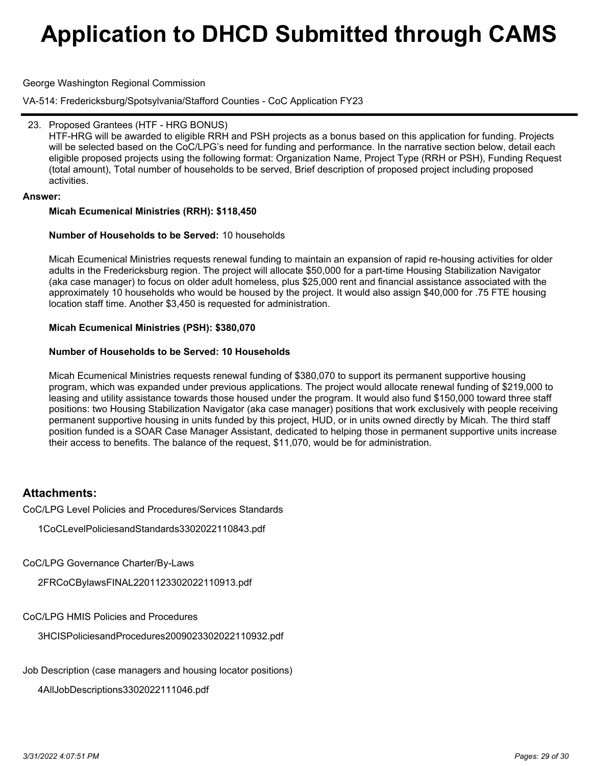# Application to DHCD Submitted through CAMS

George Washington Regional Commission

VA-514: Fredericksburg/Spotsylvania/Stafford Counties - CoC Application FY23

23. Proposed Grantees (HTF - HRG BONUS)
HTF-HRG will be awarded to eligible RRH and PSH projects as a bonus based on this application for funding. Projects will be selected based on the CoC/LPG's need for funding and performance. In the narrative section below, detail each eligible proposed projects using the following format: Organization Name, Project Type (RRH or PSH), Funding Request (total amount), Total number of households to be served, Brief description of proposed project including proposed activities.

**Answer:**

**Micah Ecumenical Ministries (RRH): $118,450**

**Number of Households to be Served:** 10 households

Micah Ecumenical Ministries requests renewal funding to maintain an expansion of rapid re-housing activities for older adults in the Fredericksburg region. The project will allocate $50,000 for a part-time Housing Stabilization Navigator (aka case manager) to focus on older adult homeless, plus $25,000 rent and financial assistance associated with the approximately 10 households who would be housed by the project. It would also assign $40,000 for .75 FTE housing location staff time. Another $3,450 is requested for administration.

**Micah Ecumenical Ministries (PSH): $380,070**

**Number of Households to be Served: 10 Households**

Micah Ecumenical Ministries requests renewal funding of $380,070 to support its permanent supportive housing program, which was expanded under previous applications. The project would allocate renewal funding of $219,000 to leasing and utility assistance towards those housed under the program. It would also fund $150,000 toward three staff positions: two Housing Stabilization Navigator (aka case manager) positions that work exclusively with people receiving permanent supportive housing in units funded by this project, HUD, or in units owned directly by Micah. The third staff position funded is a SOAR Case Manager Assistant, dedicated to helping those in permanent supportive units increase their access to benefits. The balance of the request, $11,070, would be for administration.

## Attachments:

CoC/LPG Level Policies and Procedures/Services Standards

1CoCLevelPoliciesandStandards3302022110843.pdf

CoC/LPG Governance Charter/By-Laws

2FRCoCBylawsFINAL2201123302022110913.pdf

CoC/LPG HMIS Policies and Procedures

3HCISPoliciesandProcedures2009023302022110932.pdf

Job Description (case managers and housing locator positions)

4AllJobDescriptions3302022111046.pdf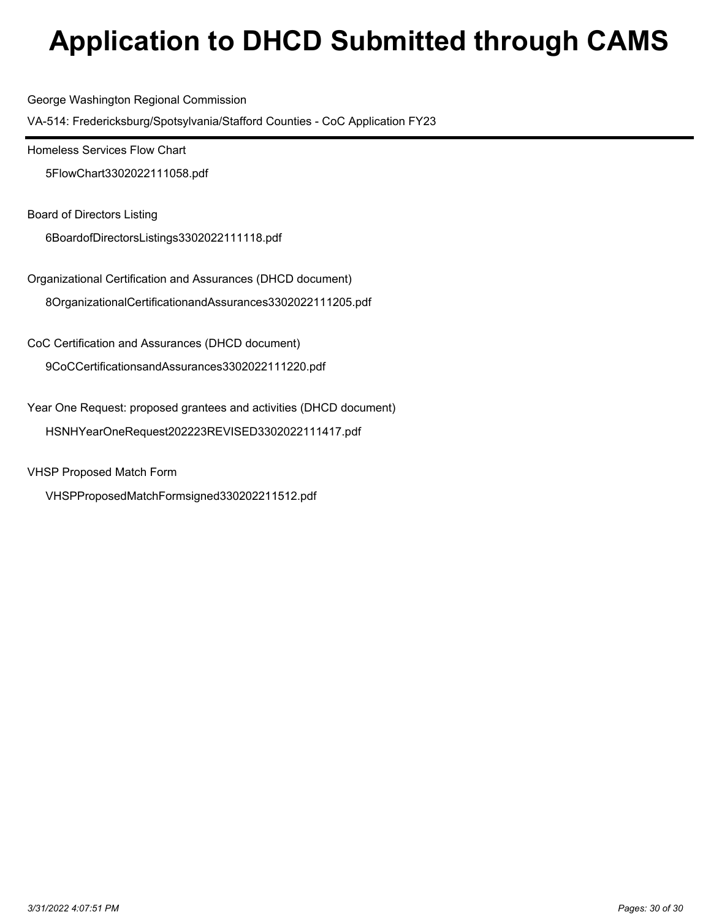# Application to DHCD Submitted through CAMS

George Washington Regional Commission

VA-514: Fredericksburg/Spotsylvania/Stafford Counties - CoC Application FY23

---

Homeless Services Flow Chart

5FlowChart3302022111058.pdf

Board of Directors Listing

6BoardofDirectorsListings3302022111118.pdf

Organizational Certification and Assurances (DHCD document)

8OrganizationalCertificationandAssurances3302022111205.pdf

CoC Certification and Assurances (DHCD document)

9CoCCertificationsandAssurances3302022111220.pdf

Year One Request: proposed grantees and activities (DHCD document)

HSNHYearOneRequest202223REVISED3302022111417.pdf

VHSP Proposed Match Form

VHSPProposedMatchFormsigned330202211512.pdf